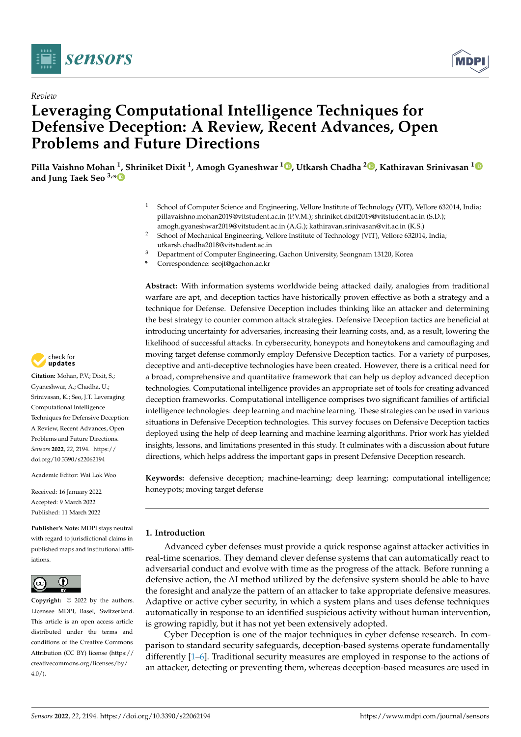*Review*

# Leveraging Computational Intelligence Techniques for Defensive Deception: A Review, Recent Advances, Open Problems and Future Directions

**Pilla Vaishno Mohan [1], Shriniket Dixit [1], Amogh Gyaneshwar [1], Utkarsh Chadha [2], Kathiravan Srinivasan [1] and Jung Taek Seo [3,*]**

[1] School of Computer Science and Engineering, Vellore Institute of Technology (VIT), Vellore 632014, India; pillavaishno.mohan2019@vitstudent.ac.in (P.V.M.); shriniket.dixit2019@vitstudent.ac.in (S.D.); amogh.gyaneshwar2019@vitstudent.ac.in (A.G.); kathiravan.srinivasan@vit.ac.in (K.S.)

[2] School of Mechanical Engineering, Vellore Institute of Technology (VIT), Vellore 632014, India; utkarsh.chadha2018@vitstudent.ac.in

[3] Department of Computer Engineering, Gachon University, Seongnam 13120, Korea

\* Correspondence: seojt@gachon.ac.kr

**Abstract:** With information systems worldwide being attacked daily, analogies from traditional warfare are apt, and deception tactics have historically proven effective as both a strategy and a technique for Defense. Defensive Deception includes thinking like an attacker and determining the best strategy to counter common attack strategies. Defensive Deception tactics are beneficial at introducing uncertainty for adversaries, increasing their learning costs, and, as a result, lowering the likelihood of successful attacks. In cybersecurity, honeypots and honeytokens and camouflaging and moving target defense commonly employ Defensive Deception tactics. For a variety of purposes, deceptive and anti-deceptive technologies have been created. However, there is a critical need for a broad, comprehensive and quantitative framework that can help us deploy advanced deception technologies. Computational intelligence provides an appropriate set of tools for creating advanced deception frameworks. Computational intelligence comprises two significant families of artificial intelligence technologies: deep learning and machine learning. These strategies can be used in various situations in Defensive Deception technologies. This survey focuses on Defensive Deception tactics deployed using the help of deep learning and machine learning algorithms. Prior work has yielded insights, lessons, and limitations presented in this study. It culminates with a discussion about future directions, which helps address the important gaps in present Defensive Deception research.

**Keywords:** defensive deception; machine-learning; deep learning; computational intelligence; honeypots; moving target defense

**Citation:** Mohan, P.V.; Dixit, S.; Gyaneshwar, A.; Chadha, U.; Srinivasan, K.; Seo, J.T. Leveraging Computational Intelligence Techniques for Defensive Deception: A Review, Recent Advances, Open Problems and Future Directions. *Sensors* **2022**, *22*, 2194. https://doi.org/10.3390/s22062194

Academic Editor: Wai Lok Woo

Received: 16 January 2022
Accepted: 9 March 2022
Published: 11 March 2022

**Publisher's Note:** MDPI stays neutral with regard to jurisdictional claims in published maps and institutional affiliations.

**Copyright:** © 2022 by the authors. Licensee MDPI, Basel, Switzerland. This article is an open access article distributed under the terms and conditions of the Creative Commons Attribution (CC BY) license (https://creativecommons.org/licenses/by/4.0/).

## 1. Introduction

Advanced cyber defenses must provide a quick response against attacker activities in real-time scenarios. They demand clever defense systems that can automatically react to adversarial conduct and evolve with time as the progress of the attack. Before running a defensive action, the AI method utilized by the defensive system should be able to have the foresight and analyze the pattern of an attacker to take appropriate defensive measures. Adaptive or active cyber security, in which a system plans and uses defense techniques automatically in response to an identified suspicious activity without human intervention, is growing rapidly, but it has not yet been extensively adopted.

Cyber Deception is one of the major techniques in cyber defense research. In comparison to standard security safeguards, deception-based systems operate fundamentally differently [1–6]. Traditional security measures are employed in response to the actions of an attacker, detecting or preventing them, whereas deception-based measures are used in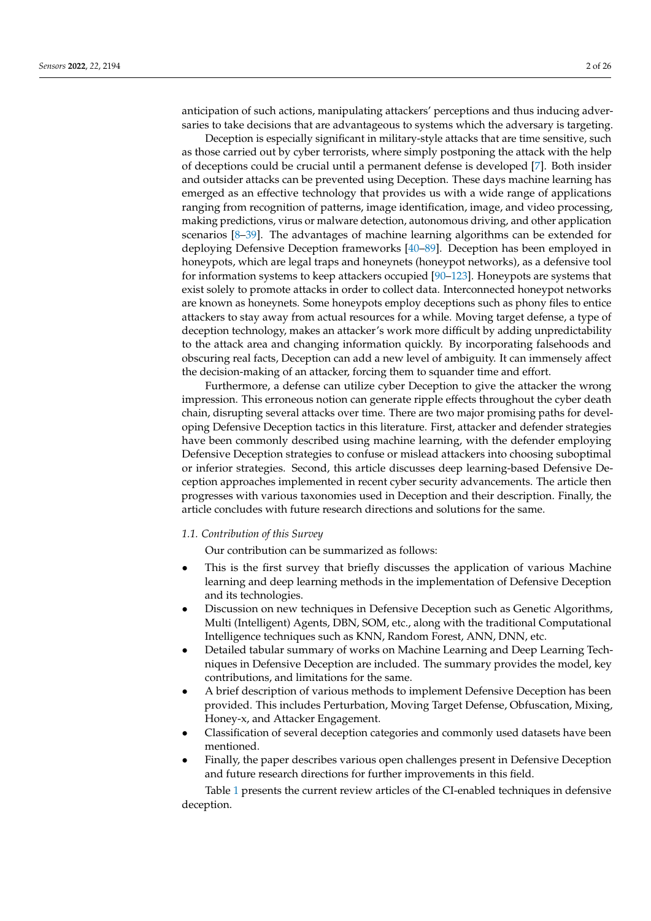anticipation of such actions, manipulating attackers' perceptions and thus inducing adversaries to take decisions that are advantageous to systems which the adversary is targeting.

Deception is especially significant in military-style attacks that are time sensitive, such as those carried out by cyber terrorists, where simply postponing the attack with the help of deceptions could be crucial until a permanent defense is developed [7]. Both insider and outsider attacks can be prevented using Deception. These days machine learning has emerged as an effective technology that provides us with a wide range of applications ranging from recognition of patterns, image identification, image, and video processing, making predictions, virus or malware detection, autonomous driving, and other application scenarios [8–39]. The advantages of machine learning algorithms can be extended for deploying Defensive Deception frameworks [40–89]. Deception has been employed in honeypots, which are legal traps and honeynets (honeypot networks), as a defensive tool for information systems to keep attackers occupied [90–123]. Honeypots are systems that exist solely to promote attacks in order to collect data. Interconnected honeypot networks are known as honeynets. Some honeypots employ deceptions such as phony files to entice attackers to stay away from actual resources for a while. Moving target defense, a type of deception technology, makes an attacker's work more difficult by adding unpredictability to the attack area and changing information quickly. By incorporating falsehoods and obscuring real facts, Deception can add a new level of ambiguity. It can immensely affect the decision-making of an attacker, forcing them to squander time and effort.

Furthermore, a defense can utilize cyber Deception to give the attacker the wrong impression. This erroneous notion can generate ripple effects throughout the cyber death chain, disrupting several attacks over time. There are two major promising paths for developing Defensive Deception tactics in this literature. First, attacker and defender strategies have been commonly described using machine learning, with the defender employing Defensive Deception strategies to confuse or mislead attackers into choosing suboptimal or inferior strategies. Second, this article discusses deep learning-based Defensive Deception approaches implemented in recent cyber security advancements. The article then progresses with various taxonomies used in Deception and their description. Finally, the article concludes with future research directions and solutions for the same.

### *1.1. Contribution of this Survey*

Our contribution can be summarized as follows:

- This is the first survey that briefly discusses the application of various Machine learning and deep learning methods in the implementation of Defensive Deception and its technologies.
- Discussion on new techniques in Defensive Deception such as Genetic Algorithms, Multi (Intelligent) Agents, DBN, SOM, etc., along with the traditional Computational Intelligence techniques such as KNN, Random Forest, ANN, DNN, etc.
- Detailed tabular summary of works on Machine Learning and Deep Learning Techniques in Defensive Deception are included. The summary provides the model, key contributions, and limitations for the same.
- A brief description of various methods to implement Defensive Deception has been provided. This includes Perturbation, Moving Target Defense, Obfuscation, Mixing, Honey-x, and Attacker Engagement.
- Classification of several deception categories and commonly used datasets have been mentioned.
- Finally, the paper describes various open challenges present in Defensive Deception and future research directions for further improvements in this field.

Table 1 presents the current review articles of the CI-enabled techniques in defensive deception.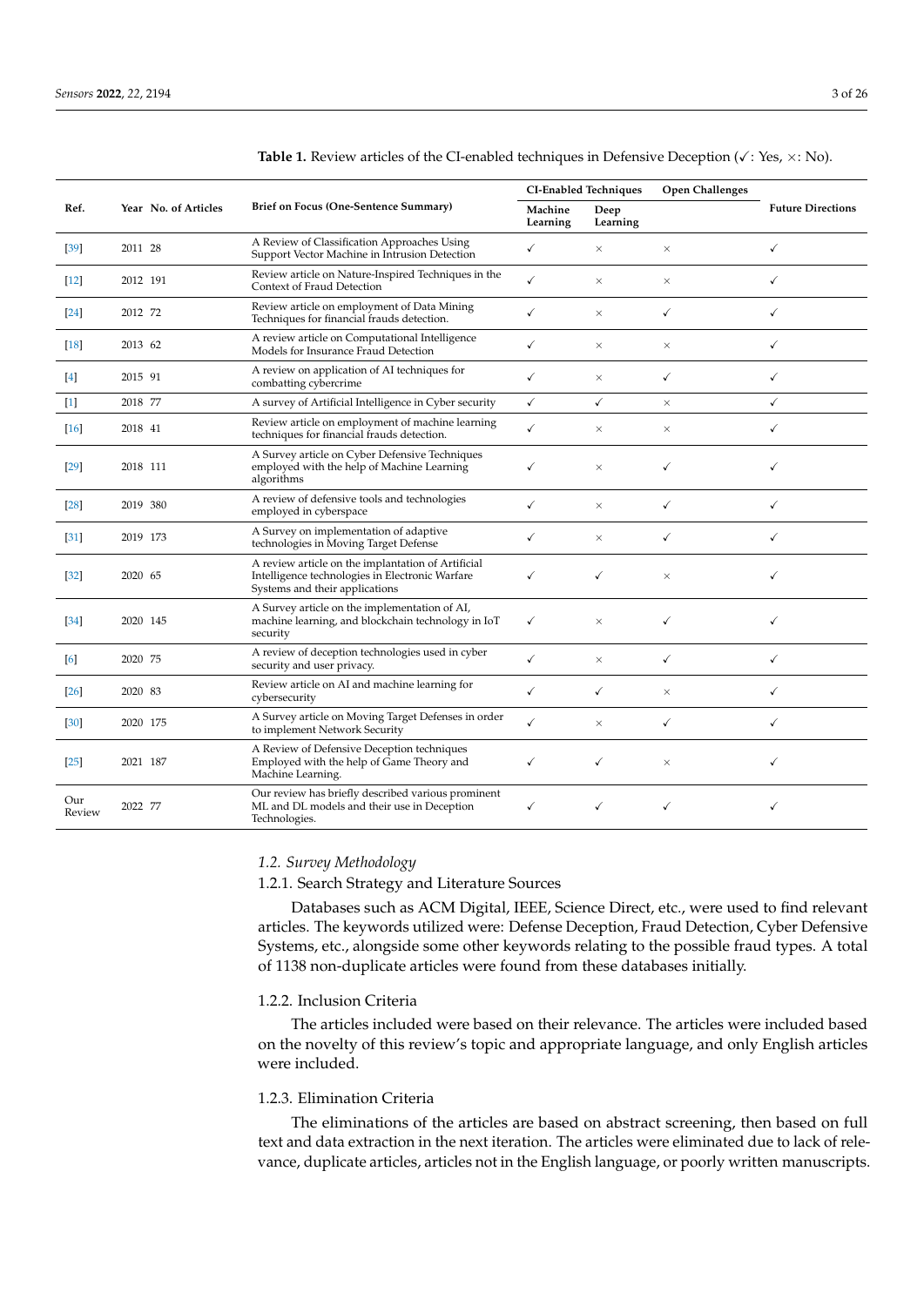**Table 1.** Review articles of the CI-enabled techniques in Defensive Deception (✓: Yes, ×: No).

| Ref. | Year | No. of Articles | Brief on Focus (One-Sentence Summary) | CI-Enabled Techniques | | Open Challenges | Future Directions |
|---|---|---|---|---|---|---|---|
| | | | | Machine Learning | Deep Learning | | |
| [39] | 2011 | 28 | A Review of Classification Approaches Using Support Vector Machine in Intrusion Detection | ✓ | × | × | ✓ |
| [12] | 2012 | 191 | Review article on Nature-Inspired Techniques in the Context of Fraud Detection | ✓ | × | × | ✓ |
| [24] | 2012 | 72 | Review article on employment of Data Mining Techniques for financial frauds detection. | ✓ | × | ✓ | ✓ |
| [18] | 2013 | 62 | A review article on Computational Intelligence Models for Insurance Fraud Detection | ✓ | × | × | ✓ |
| [4] | 2015 | 91 | A review on application of AI techniques for combatting cybercrime | ✓ | × | ✓ | ✓ |
| [1] | 2018 | 77 | A survey of Artificial Intelligence in Cyber security | ✓ | ✓ | × | ✓ |
| [16] | 2018 | 41 | Review article on employment of machine learning techniques for financial frauds detection. | ✓ | × | × | ✓ |
| [29] | 2018 | 111 | A Survey article on Cyber Defensive Techniques employed with the help of Machine Learning algorithms | ✓ | × | ✓ | ✓ |
| [28] | 2019 | 380 | A review of defensive tools and technologies employed in cyberspace | ✓ | × | ✓ | ✓ |
| [31] | 2019 | 173 | A Survey on implementation of adaptive technologies in Moving Target Defense | ✓ | × | ✓ | ✓ |
| [32] | 2020 | 65 | A review article on the implantation of Artificial Intelligence technologies in Electronic Warfare Systems and their applications | ✓ | ✓ | × | ✓ |
| [34] | 2020 | 145 | A Survey article on the implementation of AI, machine learning, and blockchain technology in IoT security | ✓ | × | ✓ | ✓ |
| [6] | 2020 | 75 | A review of deception technologies used in cyber security and user privacy. | ✓ | × | ✓ | ✓ |
| [26] | 2020 | 83 | Review article on AI and machine learning for cybersecurity | ✓ | ✓ | × | ✓ |
| [30] | 2020 | 175 | A Survey article on Moving Target Defenses in order to implement Network Security | ✓ | × | ✓ | ✓ |
| [25] | 2021 | 187 | A Review of Defensive Deception techniques Employed with the help of Game Theory and Machine Learning. | ✓ | ✓ | × | ✓ |
| Our Review | 2022 | 77 | Our review has briefly described various prominent ML and DL models and their use in Deception Technologies. | ✓ | ✓ | ✓ | ✓ |

### *1.2. Survey Methodology*

#### 1.2.1. Search Strategy and Literature Sources

Databases such as ACM Digital, IEEE, Science Direct, etc., were used to find relevant articles. The keywords utilized were: Defense Deception, Fraud Detection, Cyber Defensive Systems, etc., alongside some other keywords relating to the possible fraud types. A total of 1138 non-duplicate articles were found from these databases initially.

#### 1.2.2. Inclusion Criteria

The articles included were based on their relevance. The articles were included based on the novelty of this review's topic and appropriate language, and only English articles were included.

#### 1.2.3. Elimination Criteria

The eliminations of the articles are based on abstract screening, then based on full text and data extraction in the next iteration. The articles were eliminated due to lack of relevance, duplicate articles, articles not in the English language, or poorly written manuscripts.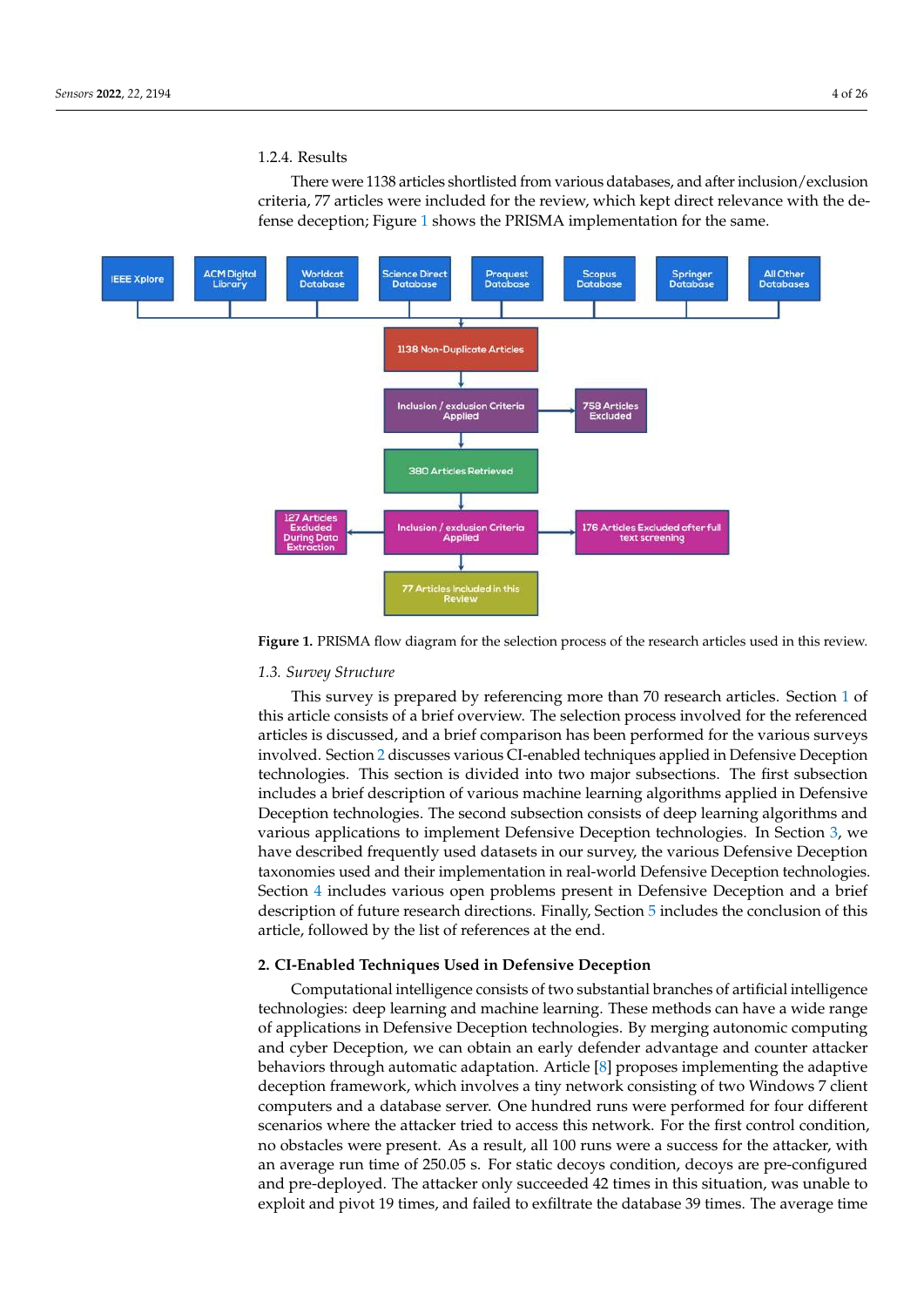#### 1.2.4. Results

There were 1138 articles shortlisted from various databases, and after inclusion/exclusion criteria, 77 articles were included for the review, which kept direct relevance with the defense deception; Figure 1 shows the PRISMA implementation for the same.

IEEE Xplore | ACM Digital Library | Worldcat Database | Science Direct Database | Proquest Database | Scopus Database | Springer Database | All Other Databases

1138 Non-Duplicate Articles

Inclusion / exclusion Criteria Applied → 758 Articles Excluded

380 Articles Retrieved

127 Articles Excluded During Data Extraction ← Inclusion / exclusion Criteria Applied → 176 Articles Excluded after full text screening

77 Articles Included in this Review

**Figure 1.** PRISMA flow diagram for the selection process of the research articles used in this review.

### 1.3. Survey Structure

This survey is prepared by referencing more than 70 research articles. Section 1 of this article consists of a brief overview. The selection process involved for the referenced articles is discussed, and a brief comparison has been performed for the various surveys involved. Section 2 discusses various CI-enabled techniques applied in Defensive Deception technologies. This section is divided into two major subsections. The first subsection includes a brief description of various machine learning algorithms applied in Defensive Deception technologies. The second subsection consists of deep learning algorithms and various applications to implement Defensive Deception technologies. In Section 3, we have described frequently used datasets in our survey, the various Defensive Deception taxonomies used and their implementation in real-world Defensive Deception technologies. Section 4 includes various open problems present in Defensive Deception and a brief description of future research directions. Finally, Section 5 includes the conclusion of this article, followed by the list of references at the end.

## 2. CI-Enabled Techniques Used in Defensive Deception

Computational intelligence consists of two substantial branches of artificial intelligence technologies: deep learning and machine learning. These methods can have a wide range of applications in Defensive Deception technologies. By merging autonomic computing and cyber Deception, we can obtain an early defender advantage and counter attacker behaviors through automatic adaptation. Article [8] proposes implementing the adaptive deception framework, which involves a tiny network consisting of two Windows 7 client computers and a database server. One hundred runs were performed for four different scenarios where the attacker tried to access this network. For the first control condition, no obstacles were present. As a result, all 100 runs were a success for the attacker, with an average run time of 250.05 s. For static decoys condition, decoys are pre-configured and pre-deployed. The attacker only succeeded 42 times in this situation, was unable to exploit and pivot 19 times, and failed to exfiltrate the database 39 times. The average time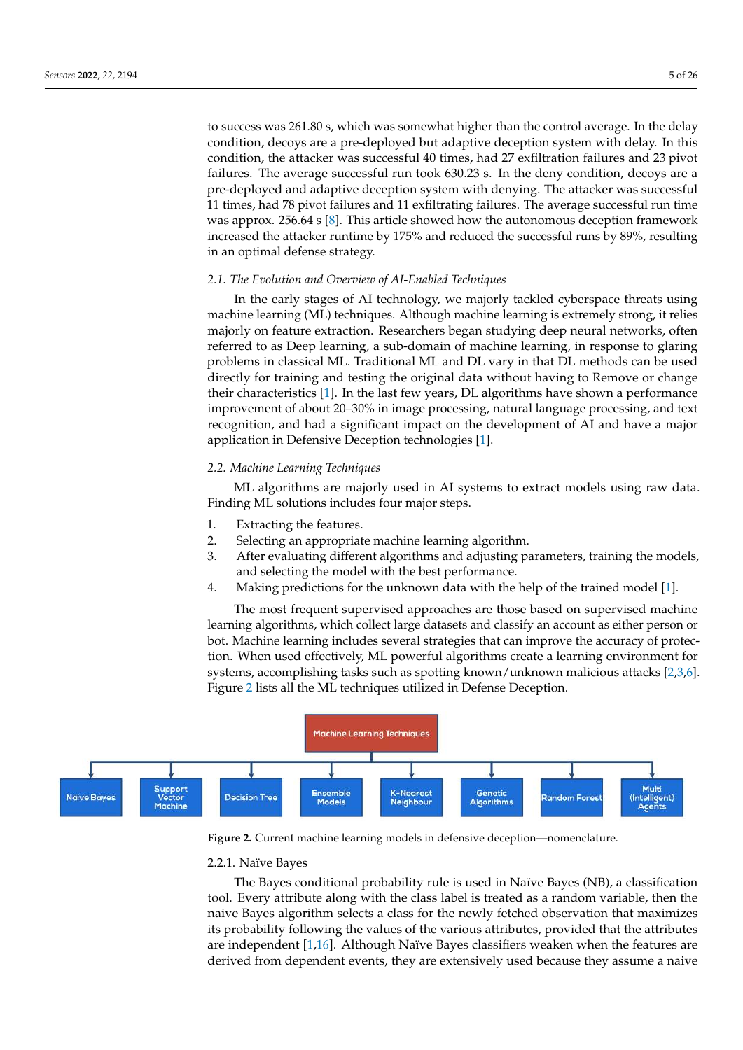to success was 261.80 s, which was somewhat higher than the control average. In the delay condition, decoys are a pre-deployed but adaptive deception system with delay. In this condition, the attacker was successful 40 times, had 27 exfiltration failures and 23 pivot failures. The average successful run took 630.23 s. In the deny condition, decoys are a pre-deployed and adaptive deception system with denying. The attacker was successful 11 times, had 78 pivot failures and 11 exfiltrating failures. The average successful run time was approx. 256.64 s [8]. This article showed how the autonomous deception framework increased the attacker runtime by 175% and reduced the successful runs by 89%, resulting in an optimal defense strategy.

### 2.1. The Evolution and Overview of AI-Enabled Techniques

In the early stages of AI technology, we majorly tackled cyberspace threats using machine learning (ML) techniques. Although machine learning is extremely strong, it relies majorly on feature extraction. Researchers began studying deep neural networks, often referred to as Deep learning, a sub-domain of machine learning, in response to glaring problems in classical ML. Traditional ML and DL vary in that DL methods can be used directly for training and testing the original data without having to Remove or change their characteristics [1]. In the last few years, DL algorithms have shown a performance improvement of about 20–30% in image processing, natural language processing, and text recognition, and had a significant impact on the development of AI and have a major application in Defensive Deception technologies [1].

### 2.2. Machine Learning Techniques

ML algorithms are majorly used in AI systems to extract models using raw data. Finding ML solutions includes four major steps.

1. Extracting the features.
2. Selecting an appropriate machine learning algorithm.
3. After evaluating different algorithms and adjusting parameters, training the models, and selecting the model with the best performance.
4. Making predictions for the unknown data with the help of the trained model [1].

The most frequent supervised approaches are those based on supervised machine learning algorithms, which collect large datasets and classify an account as either person or bot. Machine learning includes several strategies that can improve the accuracy of protection. When used effectively, ML powerful algorithms create a learning environment for systems, accomplishing tasks such as spotting known/unknown malicious attacks [2,3,6]. Figure 2 lists all the ML techniques utilized in Defense Deception.

Machine Learning Techniques

Naive Bayes | Support Vector Machine | Decision Tree | Ensemble Models | K-Nearest Neighbour | Genetic Algorithms | Random Forest | Multi (Intelligent) Agents

**Figure 2.** Current machine learning models in defensive deception—nomenclature.

#### 2.2.1. Naïve Bayes

The Bayes conditional probability rule is used in Naïve Bayes (NB), a classification tool. Every attribute along with the class label is treated as a random variable, then the naive Bayes algorithm selects a class for the newly fetched observation that maximizes its probability following the values of the various attributes, provided that the attributes are independent [1,16]. Although Naïve Bayes classifiers weaken when the features are derived from dependent events, they are extensively used because they assume a naive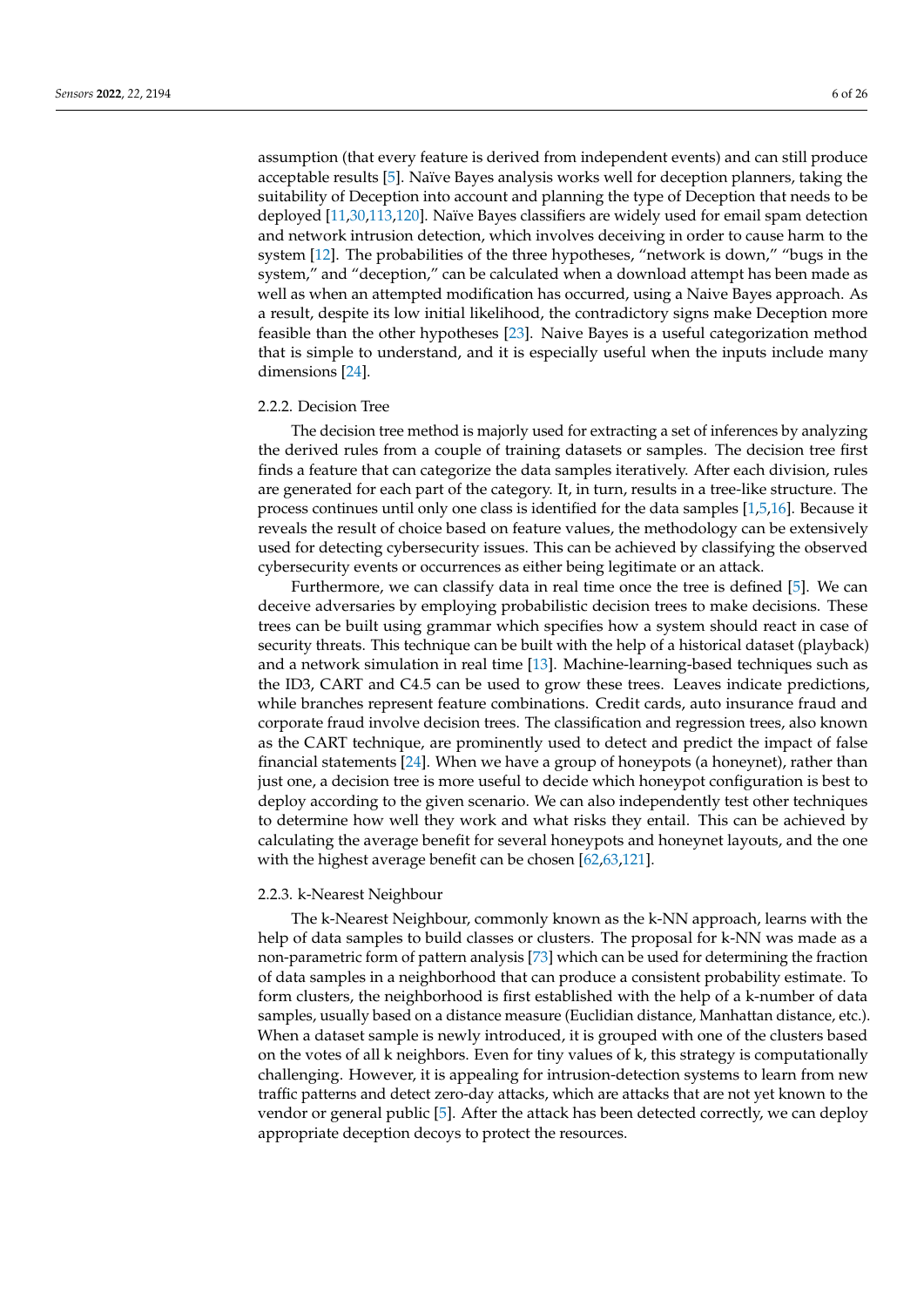assumption (that every feature is derived from independent events) and can still produce acceptable results [5]. Naïve Bayes analysis works well for deception planners, taking the suitability of Deception into account and planning the type of Deception that needs to be deployed [11,30,113,120]. Naïve Bayes classifiers are widely used for email spam detection and network intrusion detection, which involves deceiving in order to cause harm to the system [12]. The probabilities of the three hypotheses, "network is down," "bugs in the system," and "deception," can be calculated when a download attempt has been made as well as when an attempted modification has occurred, using a Naive Bayes approach. As a result, despite its low initial likelihood, the contradictory signs make Deception more feasible than the other hypotheses [23]. Naive Bayes is a useful categorization method that is simple to understand, and it is especially useful when the inputs include many dimensions [24].

#### 2.2.2. Decision Tree

The decision tree method is majorly used for extracting a set of inferences by analyzing the derived rules from a couple of training datasets or samples. The decision tree first finds a feature that can categorize the data samples iteratively. After each division, rules are generated for each part of the category. It, in turn, results in a tree-like structure. The process continues until only one class is identified for the data samples [1,5,16]. Because it reveals the result of choice based on feature values, the methodology can be extensively used for detecting cybersecurity issues. This can be achieved by classifying the observed cybersecurity events or occurrences as either being legitimate or an attack.

Furthermore, we can classify data in real time once the tree is defined [5]. We can deceive adversaries by employing probabilistic decision trees to make decisions. These trees can be built using grammar which specifies how a system should react in case of security threats. This technique can be built with the help of a historical dataset (playback) and a network simulation in real time [13]. Machine-learning-based techniques such as the ID3, CART and C4.5 can be used to grow these trees. Leaves indicate predictions, while branches represent feature combinations. Credit cards, auto insurance fraud and corporate fraud involve decision trees. The classification and regression trees, also known as the CART technique, are prominently used to detect and predict the impact of false financial statements [24]. When we have a group of honeypots (a honeynet), rather than just one, a decision tree is more useful to decide which honeypot configuration is best to deploy according to the given scenario. We can also independently test other techniques to determine how well they work and what risks they entail. This can be achieved by calculating the average benefit for several honeypots and honeynet layouts, and the one with the highest average benefit can be chosen [62,63,121].

#### 2.2.3. k-Nearest Neighbour

The k-Nearest Neighbour, commonly known as the k-NN approach, learns with the help of data samples to build classes or clusters. The proposal for k-NN was made as a non-parametric form of pattern analysis [73] which can be used for determining the fraction of data samples in a neighborhood that can produce a consistent probability estimate. To form clusters, the neighborhood is first established with the help of a k-number of data samples, usually based on a distance measure (Euclidian distance, Manhattan distance, etc.). When a dataset sample is newly introduced, it is grouped with one of the clusters based on the votes of all k neighbors. Even for tiny values of k, this strategy is computationally challenging. However, it is appealing for intrusion-detection systems to learn from new traffic patterns and detect zero-day attacks, which are attacks that are not yet known to the vendor or general public [5]. After the attack has been detected correctly, we can deploy appropriate deception decoys to protect the resources.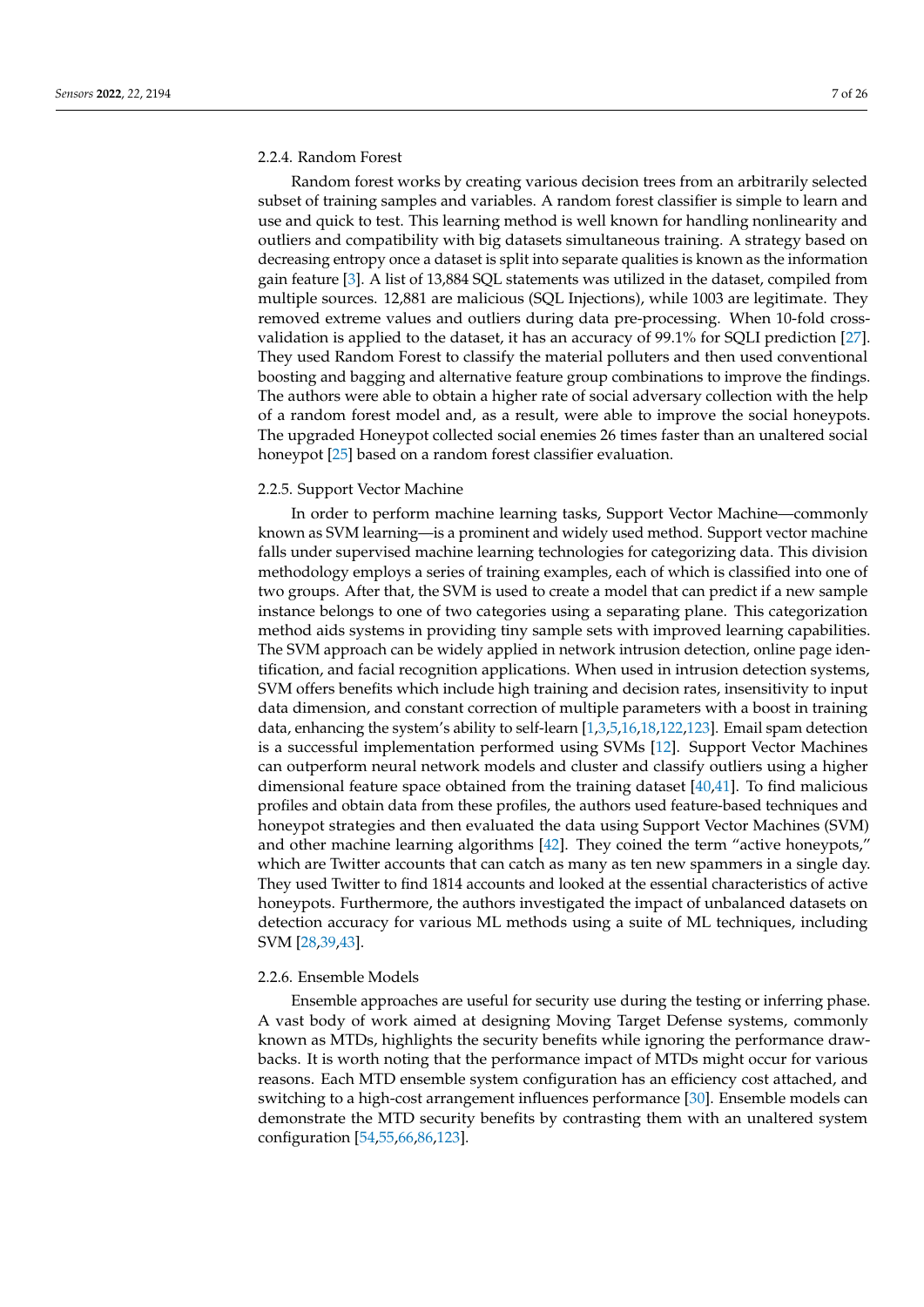#### 2.2.4. Random Forest

Random forest works by creating various decision trees from an arbitrarily selected subset of training samples and variables. A random forest classifier is simple to learn and use and quick to test. This learning method is well known for handling nonlinearity and outliers and compatibility with big datasets simultaneous training. A strategy based on decreasing entropy once a dataset is split into separate qualities is known as the information gain feature [3]. A list of 13,884 SQL statements was utilized in the dataset, compiled from multiple sources. 12,881 are malicious (SQL Injections), while 1003 are legitimate. They removed extreme values and outliers during data pre-processing. When 10-fold cross-validation is applied to the dataset, it has an accuracy of 99.1% for SQLI prediction [27]. They used Random Forest to classify the material polluters and then used conventional boosting and bagging and alternative feature group combinations to improve the findings. The authors were able to obtain a higher rate of social adversary collection with the help of a random forest model and, as a result, were able to improve the social honeypots. The upgraded Honeypot collected social enemies 26 times faster than an unaltered social honeypot [25] based on a random forest classifier evaluation.

#### 2.2.5. Support Vector Machine

In order to perform machine learning tasks, Support Vector Machine—commonly known as SVM learning—is a prominent and widely used method. Support vector machine falls under supervised machine learning technologies for categorizing data. This division methodology employs a series of training examples, each of which is classified into one of two groups. After that, the SVM is used to create a model that can predict if a new sample instance belongs to one of two categories using a separating plane. This categorization method aids systems in providing tiny sample sets with improved learning capabilities. The SVM approach can be widely applied in network intrusion detection, online page identification, and facial recognition applications. When used in intrusion detection systems, SVM offers benefits which include high training and decision rates, insensitivity to input data dimension, and constant correction of multiple parameters with a boost in training data, enhancing the system's ability to self-learn [1,3,5,16,18,122,123]. Email spam detection is a successful implementation performed using SVMs [12]. Support Vector Machines can outperform neural network models and cluster and classify outliers using a higher dimensional feature space obtained from the training dataset [40,41]. To find malicious profiles and obtain data from these profiles, the authors used feature-based techniques and honeypot strategies and then evaluated the data using Support Vector Machines (SVM) and other machine learning algorithms [42]. They coined the term "active honeypots," which are Twitter accounts that can catch as many as ten new spammers in a single day. They used Twitter to find 1814 accounts and looked at the essential characteristics of active honeypots. Furthermore, the authors investigated the impact of unbalanced datasets on detection accuracy for various ML methods using a suite of ML techniques, including SVM [28,39,43].

#### 2.2.6. Ensemble Models

Ensemble approaches are useful for security use during the testing or inferring phase. A vast body of work aimed at designing Moving Target Defense systems, commonly known as MTDs, highlights the security benefits while ignoring the performance drawbacks. It is worth noting that the performance impact of MTDs might occur for various reasons. Each MTD ensemble system configuration has an efficiency cost attached, and switching to a high-cost arrangement influences performance [30]. Ensemble models can demonstrate the MTD security benefits by contrasting them with an unaltered system configuration [54,55,66,86,123].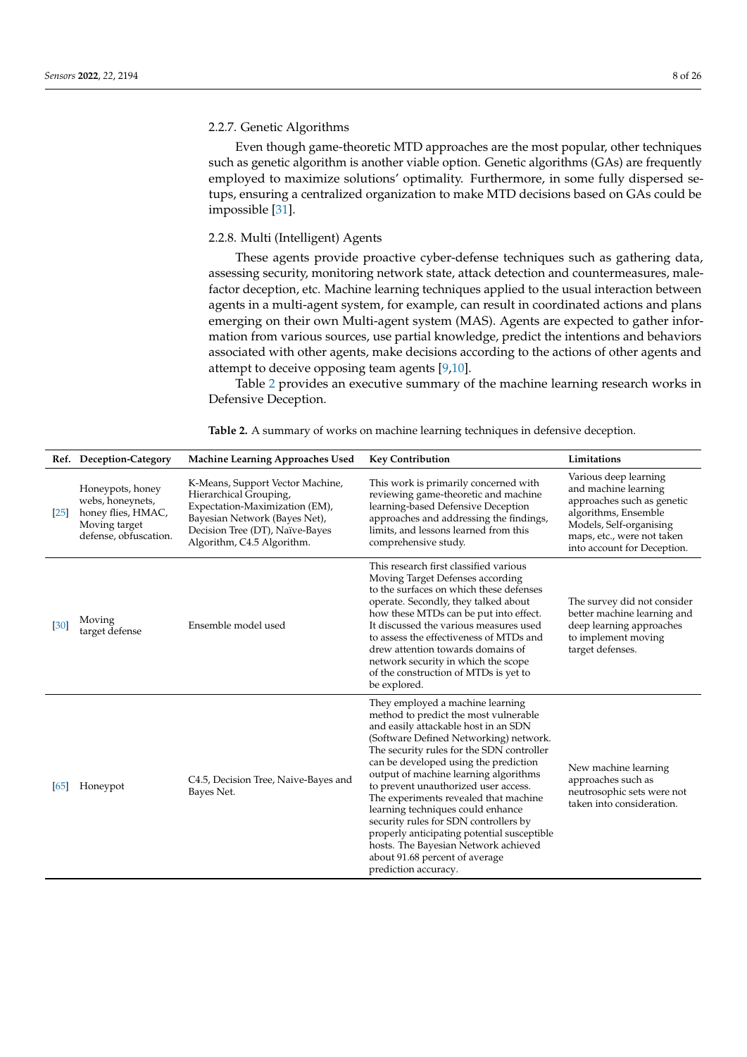#### 2.2.7. Genetic Algorithms

Even though game-theoretic MTD approaches are the most popular, other techniques such as genetic algorithm is another viable option. Genetic algorithms (GAs) are frequently employed to maximize solutions' optimality. Furthermore, in some fully dispersed setups, ensuring a centralized organization to make MTD decisions based on GAs could be impossible [31].

#### 2.2.8. Multi (Intelligent) Agents

These agents provide proactive cyber-defense techniques such as gathering data, assessing security, monitoring network state, attack detection and countermeasures, malefactor deception, etc. Machine learning techniques applied to the usual interaction between agents in a multi-agent system, for example, can result in coordinated actions and plans emerging on their own Multi-agent system (MAS). Agents are expected to gather information from various sources, use partial knowledge, predict the intentions and behaviors associated with other agents, make decisions according to the actions of other agents and attempt to deceive opposing team agents [9,10].

Table 2 provides an executive summary of the machine learning research works in Defensive Deception.

**Table 2.** A summary of works on machine learning techniques in defensive deception.

| Ref. | Deception-Category | Machine Learning Approaches Used | Key Contribution | Limitations |
|---|---|---|---|---|
| [25] | Honeypots, honey webs, honeynets, honey flies, HMAC, Moving target defense, obfuscation. | K-Means, Support Vector Machine, Hierarchical Grouping, Expectation-Maximization (EM), Bayesian Network (Bayes Net), Decision Tree (DT), Naïve-Bayes Algorithm, C4.5 Algorithm. | This work is primarily concerned with reviewing game-theoretic and machine learning-based Defensive Deception approaches and addressing the findings, limits, and lessons learned from this comprehensive study. | Various deep learning and machine learning approaches such as genetic algorithms, Ensemble Models, Self-organising maps, etc., were not taken into account for Deception. |
| [30] | Moving target defense | Ensemble model used | This research first classified various Moving Target Defenses according to the surfaces on which these defenses operate. Secondly, they talked about how these MTDs can be put into effect. It discussed the various measures used to assess the effectiveness of MTDs and drew attention towards domains of network security in which the scope of the construction of MTDs is yet to be explored. | The survey did not consider better machine learning and deep learning approaches to implement moving target defenses. |
| [65] | Honeypot | C4.5, Decision Tree, Naive-Bayes and Bayes Net. | They employed a machine learning method to predict the most vulnerable and easily attackable host in an SDN (Software Defined Networking) network. The security rules for the SDN controller can be developed using the prediction output of machine learning algorithms to prevent unauthorized user access. The experiments revealed that machine learning techniques could enhance security rules for SDN controllers by properly anticipating potential susceptible hosts. The Bayesian Network achieved about 91.68 percent of average prediction accuracy. | New machine learning approaches such as neutrosophic sets were not taken into consideration. |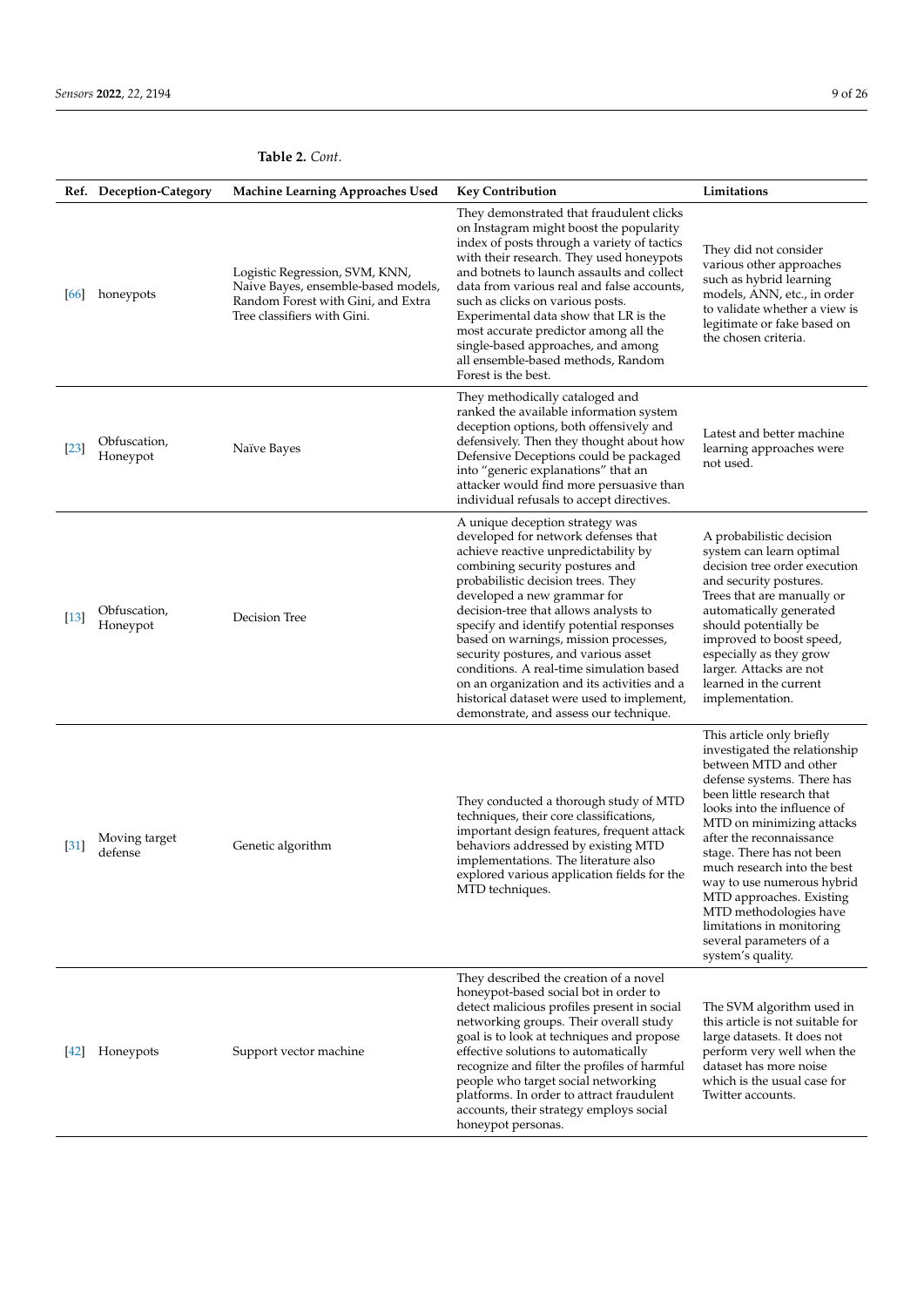**Table 2.** *Cont.*

| Ref. | Deception-Category | Machine Learning Approaches Used | Key Contribution | Limitations |
|---|---|---|---|---|
| [66] | honeypots | Logistic Regression, SVM, KNN, Naive Bayes, ensemble-based models, Random Forest with Gini, and Extra Tree classifiers with Gini. | They demonstrated that fraudulent clicks on Instagram might boost the popularity index of posts through a variety of tactics with their research. They used honeypots and botnets to launch assaults and collect data from various real and false accounts, such as clicks on various posts. Experimental data show that LR is the most accurate predictor among all the single-based approaches, and among all ensemble-based methods, Random Forest is the best. | They did not consider various other approaches such as hybrid learning models, ANN, etc., in order to validate whether a view is legitimate or fake based on the chosen criteria. |
| [23] | Obfuscation, Honeypot | Naïve Bayes | They methodically cataloged and ranked the available information system deception options, both offensively and defensively. Then they thought about how Defensive Deceptions could be packaged into "generic explanations" that an attacker would find more persuasive than individual refusals to accept directives. | Latest and better machine learning approaches were not used. |
| [13] | Obfuscation, Honeypot | Decision Tree | A unique deception strategy was developed for network defenses that achieve reactive unpredictability by combining security postures and probabilistic decision trees. They developed a new grammar for decision-tree that allows analysts to specify and identify potential responses based on warnings, mission processes, security postures, and various asset conditions. A real-time simulation based on an organization and its activities and a historical dataset were used to implement, demonstrate, and assess our technique. | A probabilistic decision system can learn optimal decision tree order execution and security postures. Trees that are manually or automatically generated should potentially be improved to boost speed, especially as they grow larger. Attacks are not learned in the current implementation. |
| [31] | Moving target defense | Genetic algorithm | They conducted a thorough study of MTD techniques, their core classifications, important design features, frequent attack behaviors addressed by existing MTD implementations. The literature also explored various application fields for the MTD techniques. | This article only briefly investigated the relationship between MTD and other defense systems. There has been little research that looks into the influence of MTD on minimizing attacks after the reconnaissance stage. There has not been much research into the best way to use numerous hybrid MTD approaches. Existing MTD methodologies have limitations in monitoring several parameters of a system's quality. |
| [42] | Honeypots | Support vector machine | They described the creation of a novel honeypot-based social bot in order to detect malicious profiles present in social networking groups. Their overall study goal is to look at techniques and propose effective solutions to automatically recognize and filter the profiles of harmful people who target social networking platforms. In order to attract fraudulent accounts, their strategy employs social honeypot personas. | The SVM algorithm used in this article is not suitable for large datasets. It does not perform very well when the dataset has more noise which is the usual case for Twitter accounts. |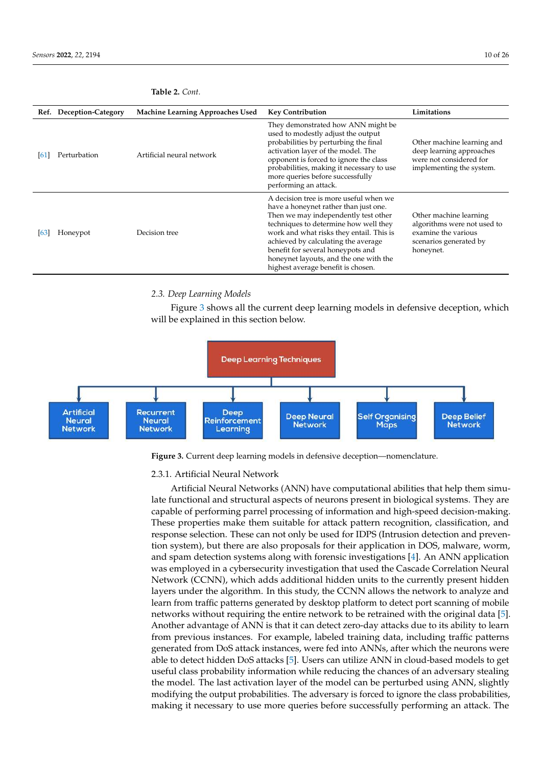**Table 2.** *Cont.*

| Ref. | Deception-Category | Machine Learning Approaches Used | Key Contribution | Limitations |
| --- | --- | --- | --- | --- |
| [61] | Perturbation | Artificial neural network | They demonstrated how ANN might be used to modestly adjust the output probabilities by perturbing the final activation layer of the model. The opponent is forced to ignore the class probabilities, making it necessary to use more queries before successfully performing an attack. | Other machine learning and deep learning approaches were not considered for implementing the system. |
| [63] | Honeypot | Decision tree | A decision tree is more useful when we have a honeynet rather than just one. Then we may independently test other techniques to determine how well they work and what risks they entail. This is achieved by calculating the average benefit for several honeypots and honeynet layouts, and the one with the highest average benefit is chosen. | Other machine learning algorithms were not used to examine the various scenarios generated by honeynet. |

### 2.3. Deep Learning Models

Figure 3 shows all the current deep learning models in defensive deception, which will be explained in this section below.

Deep Learning Techniques
- Artificial Neural Network
- Recurrent Neural Network
- Deep Reinforcement Learning
- Deep Neural Network
- Self Organising Maps
- Deep Belief Network

**Figure 3.** Current deep learning models in defensive deception—nomenclature.

#### 2.3.1. Artificial Neural Network

Artificial Neural Networks (ANN) have computational abilities that help them simulate functional and structural aspects of neurons present in biological systems. They are capable of performing parrel processing of information and high-speed decision-making. These properties make them suitable for attack pattern recognition, classification, and response selection. These can not only be used for IDPS (Intrusion detection and prevention system), but there are also proposals for their application in DOS, malware, worm, and spam detection systems along with forensic investigations [4]. An ANN application was employed in a cybersecurity investigation that used the Cascade Correlation Neural Network (CCNN), which adds additional hidden units to the currently present hidden layers under the algorithm. In this study, the CCNN allows the network to analyze and learn from traffic patterns generated by desktop platform to detect port scanning of mobile networks without requiring the entire network to be retrained with the original data [5]. Another advantage of ANN is that it can detect zero-day attacks due to its ability to learn from previous instances. For example, labeled training data, including traffic patterns generated from DoS attack instances, were fed into ANNs, after which the neurons were able to detect hidden DoS attacks [5]. Users can utilize ANN in cloud-based models to get useful class probability information while reducing the chances of an adversary stealing the model. The last activation layer of the model can be perturbed using ANN, slightly modifying the output probabilities. The adversary is forced to ignore the class probabilities, making it necessary to use more queries before successfully performing an attack. The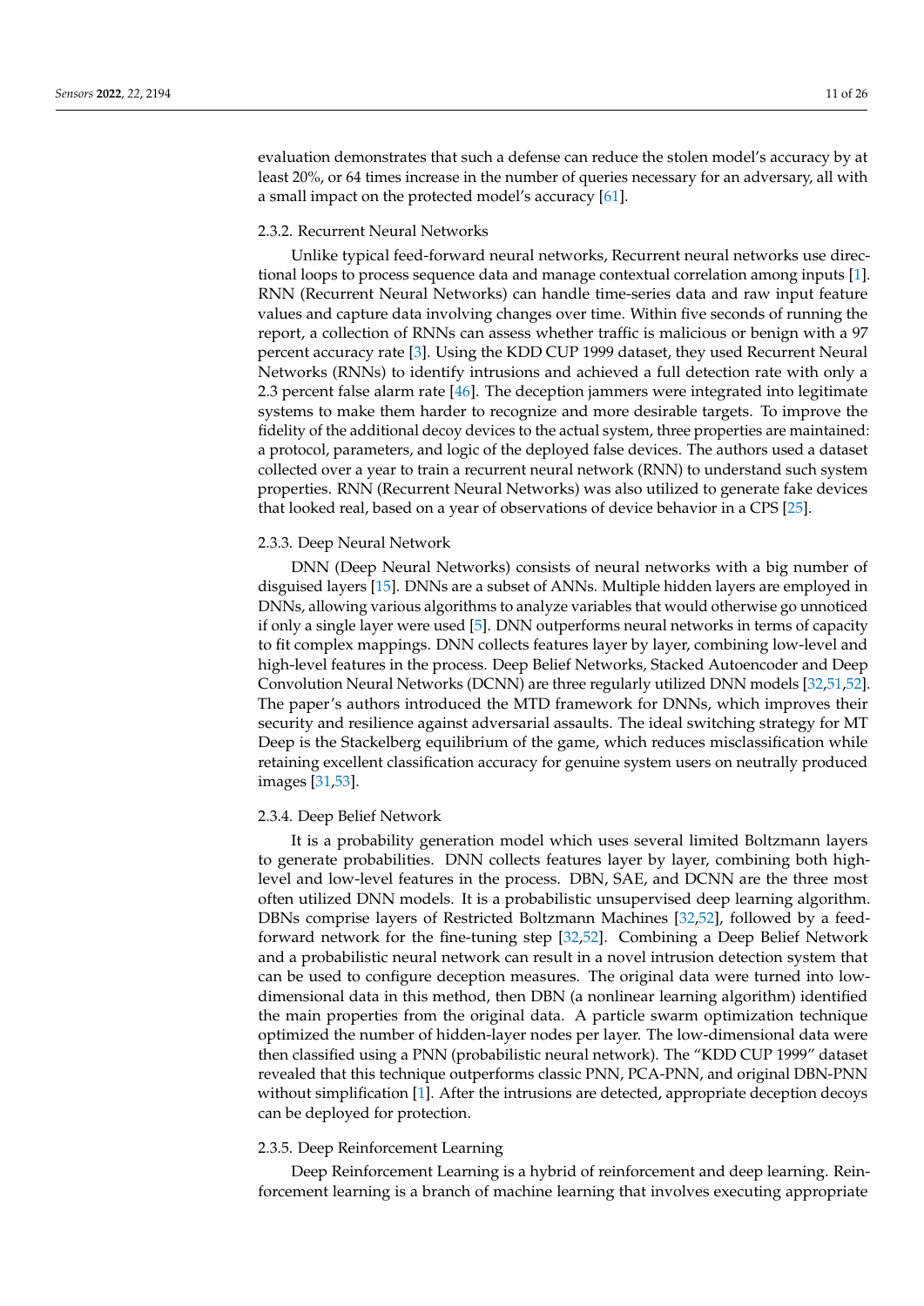evaluation demonstrates that such a defense can reduce the stolen model's accuracy by at least 20%, or 64 times increase in the number of queries necessary for an adversary, all with a small impact on the protected model's accuracy [61].

### 2.3.2. Recurrent Neural Networks

Unlike typical feed-forward neural networks, Recurrent neural networks use directional loops to process sequence data and manage contextual correlation among inputs [1]. RNN (Recurrent Neural Networks) can handle time-series data and raw input feature values and capture data involving changes over time. Within five seconds of running the report, a collection of RNNs can assess whether traffic is malicious or benign with a 97 percent accuracy rate [3]. Using the KDD CUP 1999 dataset, they used Recurrent Neural Networks (RNNs) to identify intrusions and achieved a full detection rate with only a 2.3 percent false alarm rate [46]. The deception jammers were integrated into legitimate systems to make them harder to recognize and more desirable targets. To improve the fidelity of the additional decoy devices to the actual system, three properties are maintained: a protocol, parameters, and logic of the deployed false devices. The authors used a dataset collected over a year to train a recurrent neural network (RNN) to understand such system properties. RNN (Recurrent Neural Networks) was also utilized to generate fake devices that looked real, based on a year of observations of device behavior in a CPS [25].

### 2.3.3. Deep Neural Network

DNN (Deep Neural Networks) consists of neural networks with a big number of disguised layers [15]. DNNs are a subset of ANNs. Multiple hidden layers are employed in DNNs, allowing various algorithms to analyze variables that would otherwise go unnoticed if only a single layer were used [5]. DNN outperforms neural networks in terms of capacity to fit complex mappings. DNN collects features layer by layer, combining low-level and high-level features in the process. Deep Belief Networks, Stacked Autoencoder and Deep Convolution Neural Networks (DCNN) are three regularly utilized DNN models [32,51,52]. The paper's authors introduced the MTD framework for DNNs, which improves their security and resilience against adversarial assaults. The ideal switching strategy for MT Deep is the Stackelberg equilibrium of the game, which reduces misclassification while retaining excellent classification accuracy for genuine system users on neutrally produced images [31,53].

### 2.3.4. Deep Belief Network

It is a probability generation model which uses several limited Boltzmann layers to generate probabilities. DNN collects features layer by layer, combining both high-level and low-level features in the process. DBN, SAE, and DCNN are the three most often utilized DNN models. It is a probabilistic unsupervised deep learning algorithm. DBNs comprise layers of Restricted Boltzmann Machines [32,52], followed by a feed-forward network for the fine-tuning step [32,52]. Combining a Deep Belief Network and a probabilistic neural network can result in a novel intrusion detection system that can be used to configure deception measures. The original data were turned into low-dimensional data in this method, then DBN (a nonlinear learning algorithm) identified the main properties from the original data. A particle swarm optimization technique optimized the number of hidden-layer nodes per layer. The low-dimensional data were then classified using a PNN (probabilistic neural network). The "KDD CUP 1999" dataset revealed that this technique outperforms classic PNN, PCA-PNN, and original DBN-PNN without simplification [1]. After the intrusions are detected, appropriate deception decoys can be deployed for protection.

### 2.3.5. Deep Reinforcement Learning

Deep Reinforcement Learning is a hybrid of reinforcement and deep learning. Reinforcement learning is a branch of machine learning that involves executing appropriate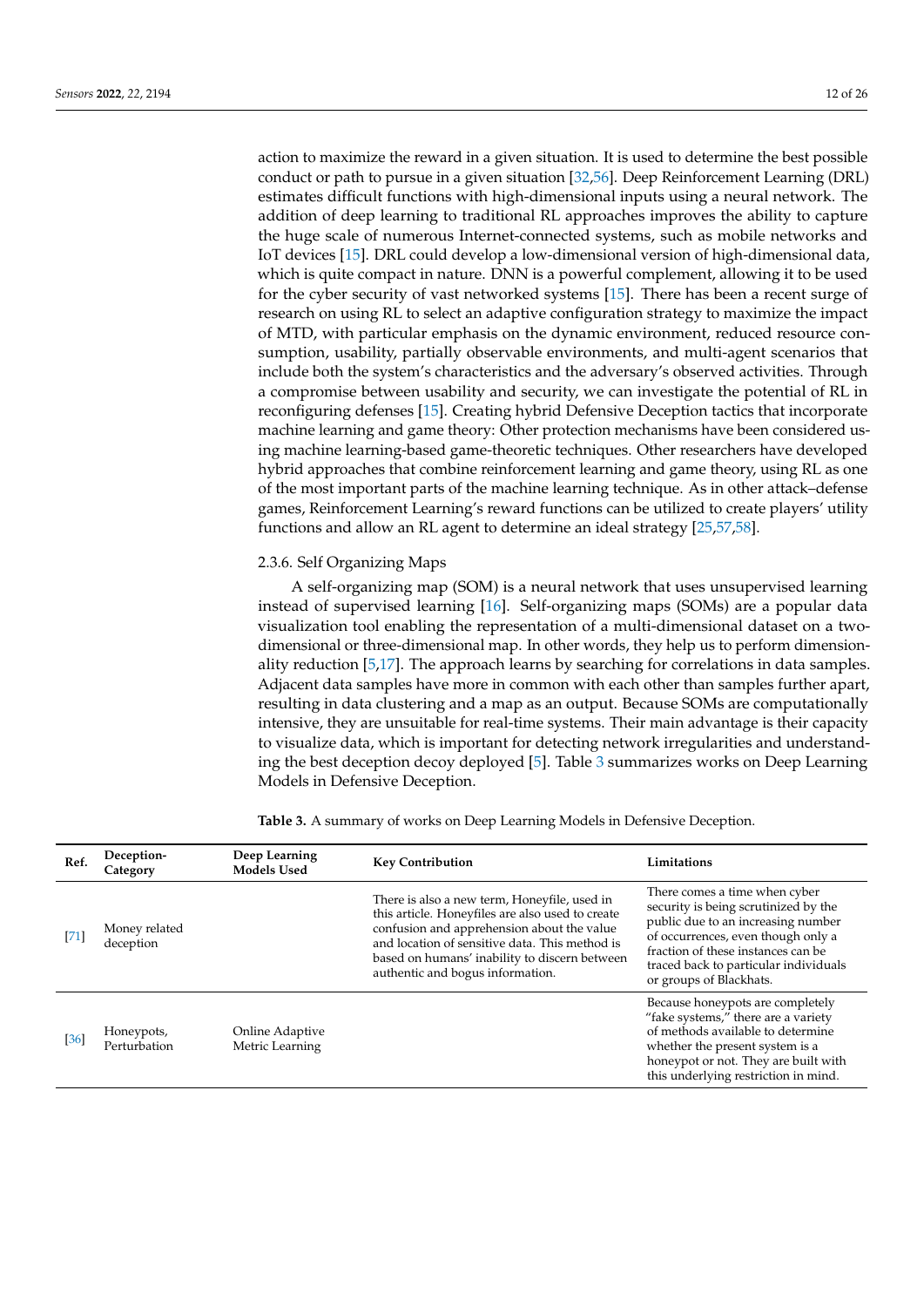action to maximize the reward in a given situation. It is used to determine the best possible conduct or path to pursue in a given situation [32,56]. Deep Reinforcement Learning (DRL) estimates difficult functions with high-dimensional inputs using a neural network. The addition of deep learning to traditional RL approaches improves the ability to capture the huge scale of numerous Internet-connected systems, such as mobile networks and IoT devices [15]. DRL could develop a low-dimensional version of high-dimensional data, which is quite compact in nature. DNN is a powerful complement, allowing it to be used for the cyber security of vast networked systems [15]. There has been a recent surge of research on using RL to select an adaptive configuration strategy to maximize the impact of MTD, with particular emphasis on the dynamic environment, reduced resource consumption, usability, partially observable environments, and multi-agent scenarios that include both the system's characteristics and the adversary's observed activities. Through a compromise between usability and security, we can investigate the potential of RL in reconfiguring defenses [15]. Creating hybrid Defensive Deception tactics that incorporate machine learning and game theory: Other protection mechanisms have been considered using machine learning-based game-theoretic techniques. Other researchers have developed hybrid approaches that combine reinforcement learning and game theory, using RL as one of the most important parts of the machine learning technique. As in other attack–defense games, Reinforcement Learning's reward functions can be utilized to create players' utility functions and allow an RL agent to determine an ideal strategy [25,57,58].

#### 2.3.6. Self Organizing Maps

A self-organizing map (SOM) is a neural network that uses unsupervised learning instead of supervised learning [16]. Self-organizing maps (SOMs) are a popular data visualization tool enabling the representation of a multi-dimensional dataset on a two-dimensional or three-dimensional map. In other words, they help us to perform dimensionality reduction [5,17]. The approach learns by searching for correlations in data samples. Adjacent data samples have more in common with each other than samples further apart, resulting in data clustering and a map as an output. Because SOMs are computationally intensive, they are unsuitable for real-time systems. Their main advantage is their capacity to visualize data, which is important for detecting network irregularities and understanding the best deception decoy deployed [5]. Table 3 summarizes works on Deep Learning Models in Defensive Deception.

**Table 3.** A summary of works on Deep Learning Models in Defensive Deception.

| Ref. | Deception-Category | Deep Learning Models Used | Key Contribution | Limitations |
|---|---|---|---|---|
| [71] | Money related deception | | There is also a new term, Honeyfile, used in this article. Honeyfiles are also used to create confusion and apprehension about the value and location of sensitive data. This method is based on humans' inability to discern between authentic and bogus information. | There comes a time when cyber security is being scrutinized by the public due to an increasing number of occurrences, even though only a fraction of these instances can be traced back to particular individuals or groups of Blackhats. |
| [36] | Honeypots, Perturbation | Online Adaptive Metric Learning | | Because honeypots are completely "fake systems," there are a variety of methods available to determine whether the present system is a honeypot or not. They are built with this underlying restriction in mind. |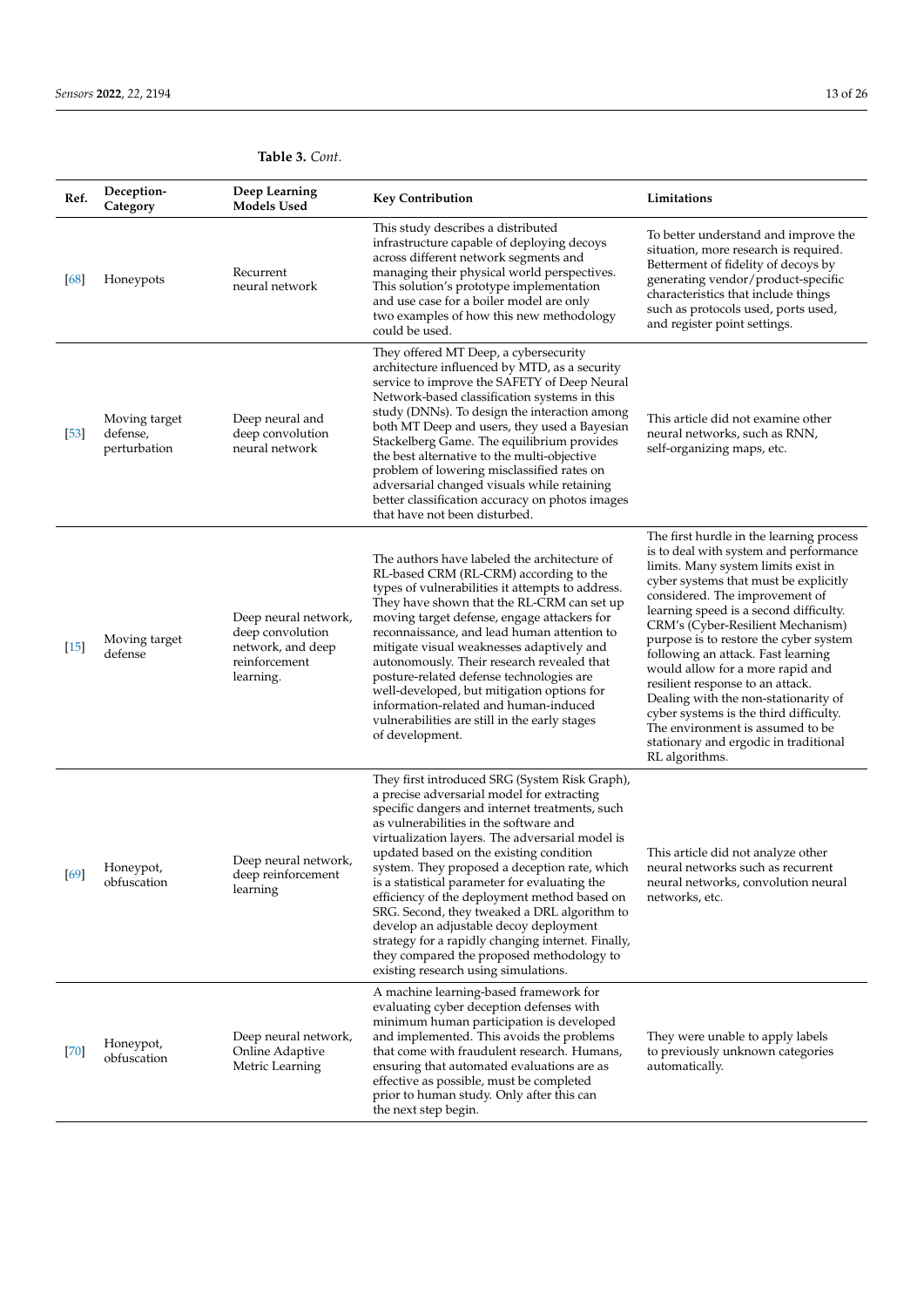**Table 3.** *Cont.*

| Ref. | Deception-Category | Deep Learning Models Used | Key Contribution | Limitations |
|---|---|---|---|---|
| [68] | Honeypots | Recurrent neural network | This study describes a distributed infrastructure capable of deploying decoys across different network segments and managing their physical world perspectives. This solution's prototype implementation and use case for a boiler model are only two examples of how this new methodology could be used. | To better understand and improve the situation, more research is required. Betterment of fidelity of decoys by generating vendor/product-specific characteristics that include things such as protocols used, ports used, and register point settings. |
| [53] | Moving target defense, perturbation | Deep neural and deep convolution neural network | They offered MT Deep, a cybersecurity architecture influenced by MTD, as a security service to improve the SAFETY of Deep Neural Network-based classification systems in this study (DNNs). To design the interaction among both MT Deep and users, they used a Bayesian Stackelberg Game. The equilibrium provides the best alternative to the multi-objective problem of lowering misclassified rates on adversarial changed visuals while retaining better classification accuracy on photos images that have not been disturbed. | This article did not examine other neural networks, such as RNN, self-organizing maps, etc. |
| [15] | Moving target defense | Deep neural network, deep convolution network, and deep reinforcement learning. | The authors have labeled the architecture of RL-based CRM (RL-CRM) according to the types of vulnerabilities it attempts to address. They have shown that the RL-CRM can set up moving target defense, engage attackers for reconnaissance, and lead human attention to mitigate visual weaknesses adaptively and autonomously. Their research revealed that posture-related defense technologies are well-developed, but mitigation options for information-related and human-induced vulnerabilities are still in the early stages of development. | The first hurdle in the learning process is to deal with system and performance limits. Many system limits exist in cyber systems that must be explicitly considered. The improvement of learning speed is a second difficulty. CRM's (Cyber-Resilient Mechanism) purpose is to restore the cyber system following an attack. Fast learning would allow for a more rapid and resilient response to an attack. Dealing with the non-stationarity of cyber systems is the third difficulty. The environment is assumed to be stationary and ergodic in traditional RL algorithms. |
| [69] | Honeypot, obfuscation | Deep neural network, deep reinforcement learning | They first introduced SRG (System Risk Graph), a precise adversarial model for extracting specific dangers and internet treatments, such as vulnerabilities in the software and virtualization layers. The adversarial model is updated based on the existing condition system. They proposed a deception rate, which is a statistical parameter for evaluating the efficiency of the deployment method based on SRG. Second, they tweaked a DRL algorithm to develop an adjustable decoy deployment strategy for a rapidly changing internet. Finally, they compared the proposed methodology to existing research using simulations. | This article did not analyze other neural networks such as recurrent neural networks, convolution neural networks, etc. |
| [70] | Honeypot, obfuscation | Deep neural network, Online Adaptive Metric Learning | A machine learning-based framework for evaluating cyber deception defenses with minimum human participation is developed and implemented. This avoids the problems that come with fraudulent research. Humans, ensuring that automated evaluations are as effective as possible, must be completed prior to human study. Only after this can the next step begin. | They were unable to apply labels to previously unknown categories automatically. |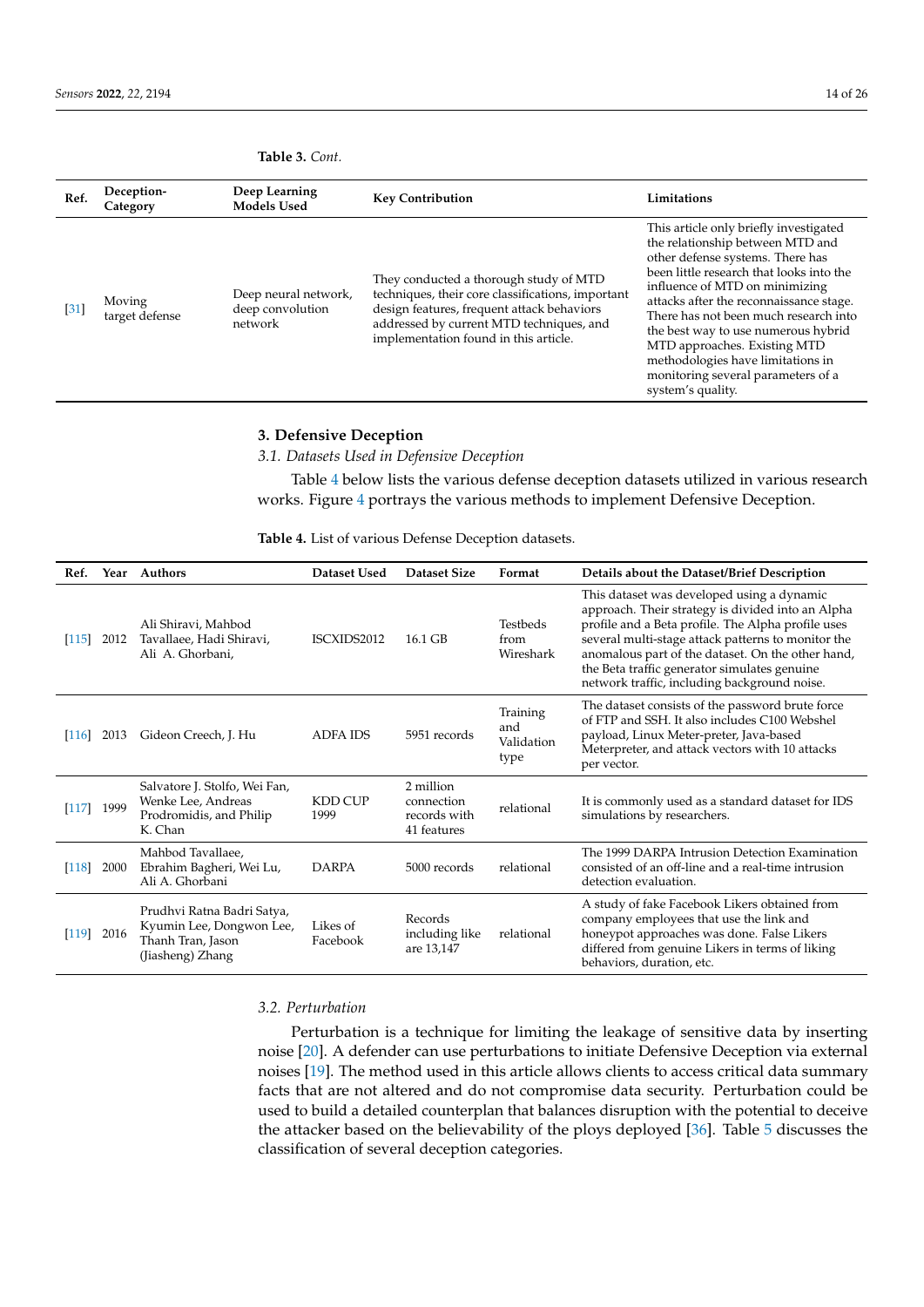**Table 3.** *Cont.*

| Ref. | Deception-Category | Deep Learning Models Used | Key Contribution | Limitations |
|---|---|---|---|---|
| [31] | Moving target defense | Deep neural network, deep convolution network | They conducted a thorough study of MTD techniques, their core classifications, important design features, frequent attack behaviors addressed by current MTD techniques, and implementation found in this article. | This article only briefly investigated the relationship between MTD and other defense systems. There has been little research that looks into the influence of MTD on minimizing attacks after the reconnaissance stage. There has not been much research into the best way to use numerous hybrid MTD approaches. Existing MTD methodologies have limitations in monitoring several parameters of a system's quality. |

## 3. Defensive Deception

### *3.1. Datasets Used in Defensive Deception*

Table 4 below lists the various defense deception datasets utilized in various research works. Figure 4 portrays the various methods to implement Defensive Deception.

**Table 4.** List of various Defense Deception datasets.

| Ref. | Year | Authors | Dataset Used | Dataset Size | Format | Details about the Dataset/Brief Description |
|---|---|---|---|---|---|---|
| [115] | 2012 | Ali Shiravi, Mahbod Tavallaee, Hadi Shiravi, Ali A. Ghorbani, | ISCXIDS2012 | 16.1 GB | Testbeds from Wireshark | This dataset was developed using a dynamic approach. Their strategy is divided into an Alpha profile and a Beta profile. The Alpha profile uses several multi-stage attack patterns to monitor the anomalous part of the dataset. On the other hand, the Beta traffic generator simulates genuine network traffic, including background noise. |
| [116] | 2013 | Gideon Creech, J. Hu | ADFA IDS | 5951 records | Training and Validation type | The dataset consists of the password brute force of FTP and SSH. It also includes C100 Webshel payload, Linux Meter-preter, Java-based Meterpreter, and attack vectors with 10 attacks per vector. |
| [117] | 1999 | Salvatore J. Stolfo, Wei Fan, Wenke Lee, Andreas Prodromidis, and Philip K. Chan | KDD CUP 1999 | 2 million connection records with 41 features | relational | It is commonly used as a standard dataset for IDS simulations by researchers. |
| [118] | 2000 | Mahbod Tavallaee, Ebrahim Bagheri, Wei Lu, Ali A. Ghorbani | DARPA | 5000 records | relational | The 1999 DARPA Intrusion Detection Examination consisted of an off-line and a real-time intrusion detection evaluation. |
| [119] | 2016 | Prudhvi Ratna Badri Satya, Kyumin Lee, Dongwon Lee, Thanh Tran, Jason (Jiasheng) Zhang | Likes of Facebook | Records including like are 13,147 | relational | A study of fake Facebook Likers obtained from company employees that use the link and honeypot approaches was done. False Likers differed from genuine Likers in terms of liking behaviors, duration, etc. |

### *3.2. Perturbation*

Perturbation is a technique for limiting the leakage of sensitive data by inserting noise [20]. A defender can use perturbations to initiate Defensive Deception via external noises [19]. The method used in this article allows clients to access critical data summary facts that are not altered and do not compromise data security. Perturbation could be used to build a detailed counterplan that balances disruption with the potential to deceive the attacker based on the believability of the ploys deployed [36]. Table 5 discusses the classification of several deception categories.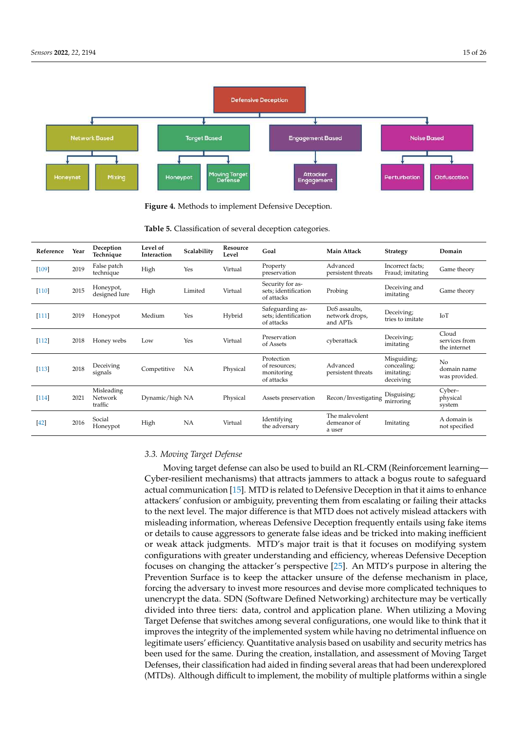Figure 4. Methods to implement Defensive Deception.

Table 5. Classification of several deception categories.

| Reference | Year | Deception Technique | Level of Interaction | Scalability | Resource Level | Goal | Main Attack | Strategy | Domain |
|---|---|---|---|---|---|---|---|---|---|
| [109] | 2019 | False patch technique | High | Yes | Virtual | Property preservation | Advanced persistent threats | Incorrect facts; Fraud; imitating | Game theory |
| [110] | 2015 | Honeypot, designed lure | High | Limited | Virtual | Security for assets; identification of attacks | Probing | Deceiving and imitating | Game theory |
| [111] | 2019 | Honeypot | Medium | Yes | Hybrid | Safeguarding assets; identification of attacks | DoS assaults, network drops, and APTs | Deceiving; tries to imitate | IoT |
| [112] | 2018 | Honey webs | Low | Yes | Virtual | Preservation of Assets | cyberattack | Deceiving; imitating | Cloud services from the internet |
| [113] | 2018 | Deceiving signals | Competitive | NA | Physical | Protection of resources; monitoring of attacks | Advanced persistent threats | Misguiding; concealing; imitating; deceiving | No domain name was provided. |
| [114] | 2021 | Misleading Network traffic | Dynamic/high | NA | Physical | Assets preservation | Recon/Investigating | Disguising; mirroring | Cyber–physical system |
| [42] | 2016 | Social Honeypot | High | NA | Virtual | Identifying the adversary | The malevolent demeanor of a user | Imitating | A domain is not specified |

### 3.3. Moving Target Defense

Moving target defense can also be used to build an RL-CRM (Reinforcement learning—Cyber-resilient mechanisms) that attracts jammers to attack a bogus route to safeguard actual communication [15]. MTD is related to Defensive Deception in that it aims to enhance attackers' confusion or ambiguity, preventing them from escalating or failing their attacks to the next level. The major difference is that MTD does not actively mislead attackers with misleading information, whereas Defensive Deception frequently entails using fake items or details to cause aggressors to generate false ideas and be tricked into making inefficient or weak attack judgments. MTD's major trait is that it focuses on modifying system configurations with greater understanding and efficiency, whereas Defensive Deception focuses on changing the attacker's perspective [25]. An MTD's purpose in altering the Prevention Surface is to keep the attacker unsure of the defense mechanism in place, forcing the adversary to invest more resources and devise more complicated techniques to unencrypt the data. SDN (Software Defined Networking) architecture may be vertically divided into three tiers: data, control and application plane. When utilizing a Moving Target Defense that switches among several configurations, one would like to think that it improves the integrity of the implemented system while having no detrimental influence on legitimate users' efficiency. Quantitative analysis based on usability and security metrics has been used for the same. During the creation, installation, and assessment of Moving Target Defenses, their classification had aided in finding several areas that had been underexplored (MTDs). Although difficult to implement, the mobility of multiple platforms within a single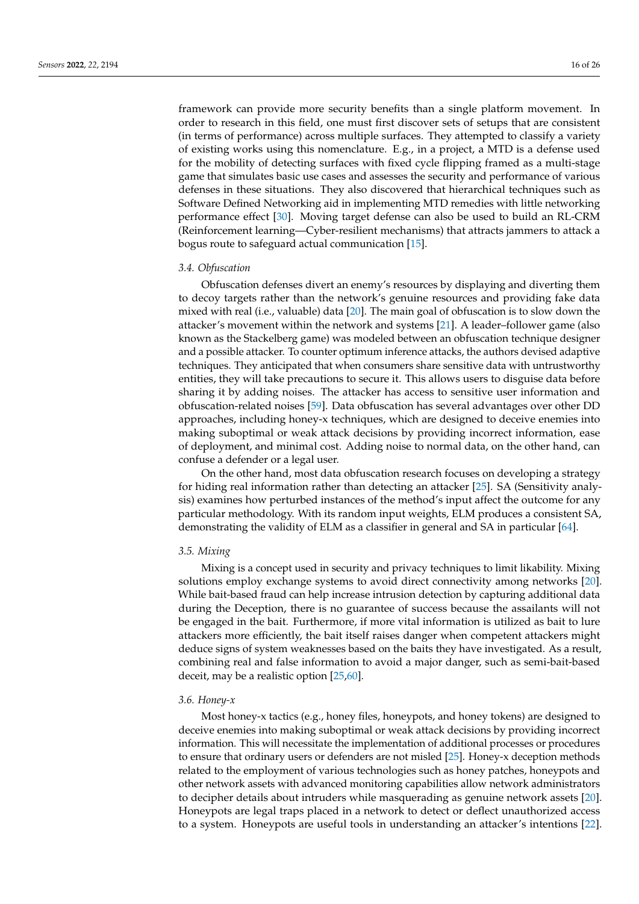framework can provide more security benefits than a single platform movement. In order to research in this field, one must first discover sets of setups that are consistent (in terms of performance) across multiple surfaces. They attempted to classify a variety of existing works using this nomenclature. E.g., in a project, a MTD is a defense used for the mobility of detecting surfaces with fixed cycle flipping framed as a multi-stage game that simulates basic use cases and assesses the security and performance of various defenses in these situations. They also discovered that hierarchical techniques such as Software Defined Networking aid in implementing MTD remedies with little networking performance effect [30]. Moving target defense can also be used to build an RL-CRM (Reinforcement learning—Cyber-resilient mechanisms) that attracts jammers to attack a bogus route to safeguard actual communication [15].

### *3.4. Obfuscation*

Obfuscation defenses divert an enemy's resources by displaying and diverting them to decoy targets rather than the network's genuine resources and providing fake data mixed with real (i.e., valuable) data [20]. The main goal of obfuscation is to slow down the attacker's movement within the network and systems [21]. A leader–follower game (also known as the Stackelberg game) was modeled between an obfuscation technique designer and a possible attacker. To counter optimum inference attacks, the authors devised adaptive techniques. They anticipated that when consumers share sensitive data with untrustworthy entities, they will take precautions to secure it. This allows users to disguise data before sharing it by adding noises. The attacker has access to sensitive user information and obfuscation-related noises [59]. Data obfuscation has several advantages over other DD approaches, including honey-x techniques, which are designed to deceive enemies into making suboptimal or weak attack decisions by providing incorrect information, ease of deployment, and minimal cost. Adding noise to normal data, on the other hand, can confuse a defender or a legal user.

On the other hand, most data obfuscation research focuses on developing a strategy for hiding real information rather than detecting an attacker [25]. SA (Sensitivity analysis) examines how perturbed instances of the method's input affect the outcome for any particular methodology. With its random input weights, ELM produces a consistent SA, demonstrating the validity of ELM as a classifier in general and SA in particular [64].

### *3.5. Mixing*

Mixing is a concept used in security and privacy techniques to limit likability. Mixing solutions employ exchange systems to avoid direct connectivity among networks [20]. While bait-based fraud can help increase intrusion detection by capturing additional data during the Deception, there is no guarantee of success because the assailants will not be engaged in the bait. Furthermore, if more vital information is utilized as bait to lure attackers more efficiently, the bait itself raises danger when competent attackers might deduce signs of system weaknesses based on the baits they have investigated. As a result, combining real and false information to avoid a major danger, such as semi-bait-based deceit, may be a realistic option [25,60].

### *3.6. Honey-x*

Most honey-x tactics (e.g., honey files, honeypots, and honey tokens) are designed to deceive enemies into making suboptimal or weak attack decisions by providing incorrect information. This will necessitate the implementation of additional processes or procedures to ensure that ordinary users or defenders are not misled [25]. Honey-x deception methods related to the employment of various technologies such as honey patches, honeypots and other network assets with advanced monitoring capabilities allow network administrators to decipher details about intruders while masquerading as genuine network assets [20]. Honeypots are legal traps placed in a network to detect or deflect unauthorized access to a system. Honeypots are useful tools in understanding an attacker's intentions [22].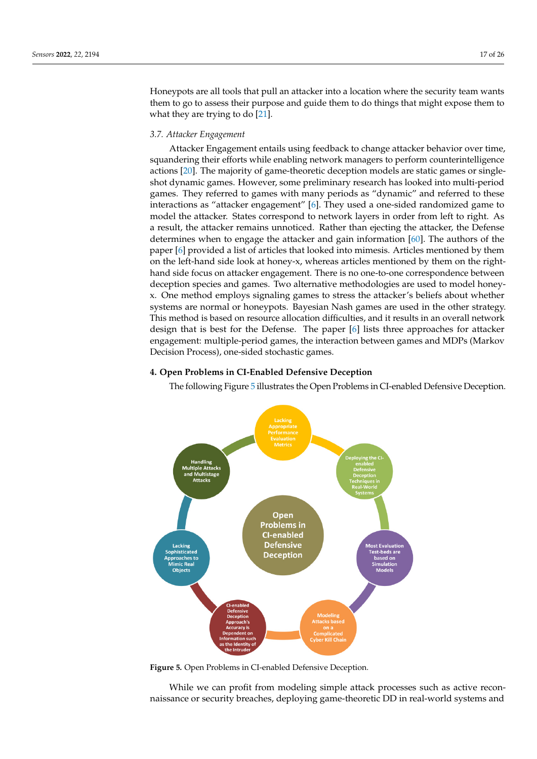Honeypots are all tools that pull an attacker into a location where the security team wants them to go to assess their purpose and guide them to do things that might expose them to what they are trying to do [21].

### 3.7. Attacker Engagement

Attacker Engagement entails using feedback to change attacker behavior over time, squandering their efforts while enabling network managers to perform counterintelligence actions [20]. The majority of game-theoretic deception models are static games or single-shot dynamic games. However, some preliminary research has looked into multi-period games. They referred to games with many periods as "dynamic" and referred to these interactions as "attacker engagement" [6]. They used a one-sided randomized game to model the attacker. States correspond to network layers in order from left to right. As a result, the attacker remains unnoticed. Rather than ejecting the attacker, the Defense determines when to engage the attacker and gain information [60]. The authors of the paper [6] provided a list of articles that looked into mimesis. Articles mentioned by them on the left-hand side look at honey-x, whereas articles mentioned by them on the right-hand side focus on attacker engagement. There is no one-to-one correspondence between deception species and games. Two alternative methodologies are used to model honey-x. One method employs signaling games to stress the attacker's beliefs about whether systems are normal or honeypots. Bayesian Nash games are used in the other strategy. This method is based on resource allocation difficulties, and it results in an overall network design that is best for the Defense. The paper [6] lists three approaches for attacker engagement: multiple-period games, the interaction between games and MDPs (Markov Decision Process), one-sided stochastic games.

## 4. Open Problems in CI-Enabled Defensive Deception

The following Figure 5 illustrates the Open Problems in CI-enabled Defensive Deception.

Figure 5. Open Problems in CI-enabled Defensive Deception.

While we can profit from modeling simple attack processes such as active reconnaissance or security breaches, deploying game-theoretic DD in real-world systems and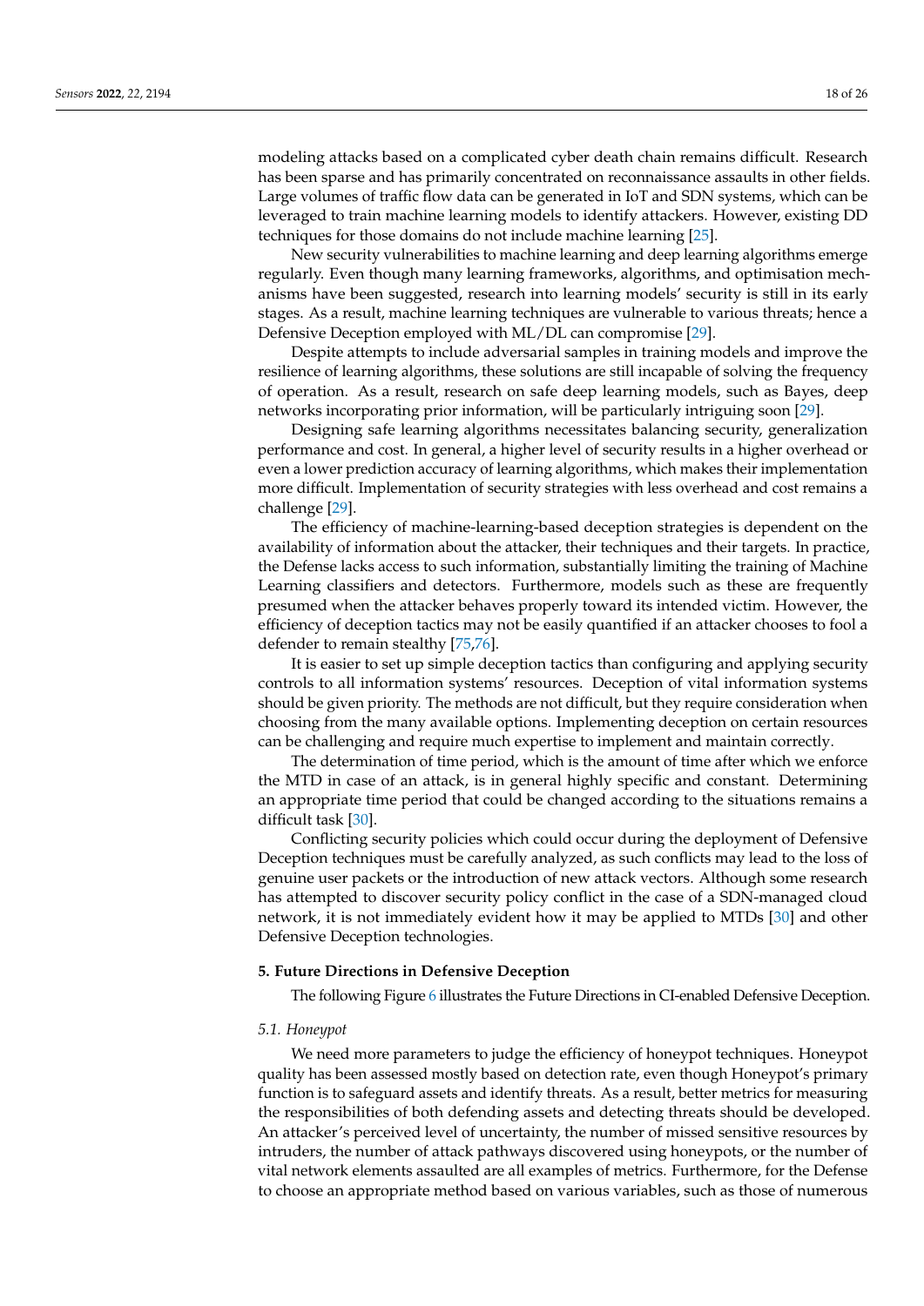modeling attacks based on a complicated cyber death chain remains difficult. Research has been sparse and has primarily concentrated on reconnaissance assaults in other fields. Large volumes of traffic flow data can be generated in IoT and SDN systems, which can be leveraged to train machine learning models to identify attackers. However, existing DD techniques for those domains do not include machine learning [25].

New security vulnerabilities to machine learning and deep learning algorithms emerge regularly. Even though many learning frameworks, algorithms, and optimisation mechanisms have been suggested, research into learning models' security is still in its early stages. As a result, machine learning techniques are vulnerable to various threats; hence a Defensive Deception employed with ML/DL can compromise [29].

Despite attempts to include adversarial samples in training models and improve the resilience of learning algorithms, these solutions are still incapable of solving the frequency of operation. As a result, research on safe deep learning models, such as Bayes, deep networks incorporating prior information, will be particularly intriguing soon [29].

Designing safe learning algorithms necessitates balancing security, generalization performance and cost. In general, a higher level of security results in a higher overhead or even a lower prediction accuracy of learning algorithms, which makes their implementation more difficult. Implementation of security strategies with less overhead and cost remains a challenge [29].

The efficiency of machine-learning-based deception strategies is dependent on the availability of information about the attacker, their techniques and their targets. In practice, the Defense lacks access to such information, substantially limiting the training of Machine Learning classifiers and detectors. Furthermore, models such as these are frequently presumed when the attacker behaves properly toward its intended victim. However, the efficiency of deception tactics may not be easily quantified if an attacker chooses to fool a defender to remain stealthy [75,76].

It is easier to set up simple deception tactics than configuring and applying security controls to all information systems' resources. Deception of vital information systems should be given priority. The methods are not difficult, but they require consideration when choosing from the many available options. Implementing deception on certain resources can be challenging and require much expertise to implement and maintain correctly.

The determination of time period, which is the amount of time after which we enforce the MTD in case of an attack, is in general highly specific and constant. Determining an appropriate time period that could be changed according to the situations remains a difficult task [30].

Conflicting security policies which could occur during the deployment of Defensive Deception techniques must be carefully analyzed, as such conflicts may lead to the loss of genuine user packets or the introduction of new attack vectors. Although some research has attempted to discover security policy conflict in the case of a SDN-managed cloud network, it is not immediately evident how it may be applied to MTDs [30] and other Defensive Deception technologies.

## 5. Future Directions in Defensive Deception

The following Figure 6 illustrates the Future Directions in CI-enabled Defensive Deception.

### *5.1. Honeypot*

We need more parameters to judge the efficiency of honeypot techniques. Honeypot quality has been assessed mostly based on detection rate, even though Honeypot's primary function is to safeguard assets and identify threats. As a result, better metrics for measuring the responsibilities of both defending assets and detecting threats should be developed. An attacker's perceived level of uncertainty, the number of missed sensitive resources by intruders, the number of attack pathways discovered using honeypots, or the number of vital network elements assaulted are all examples of metrics. Furthermore, for the Defense to choose an appropriate method based on various variables, such as those of numerous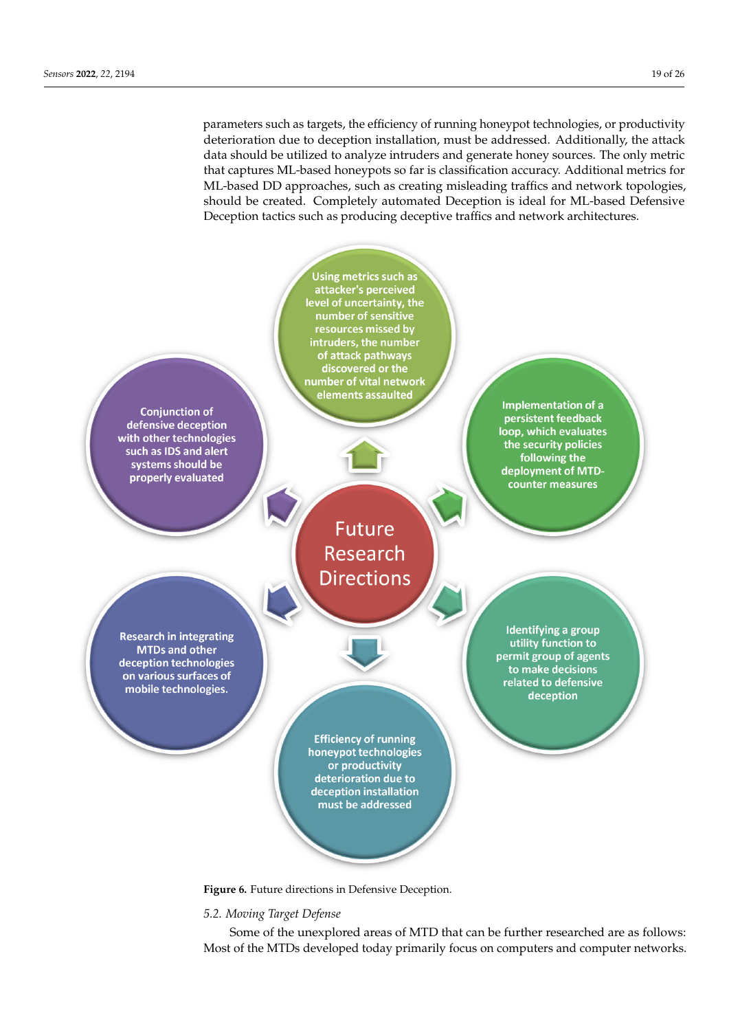parameters such as targets, the efficiency of running honeypot technologies, or productivity deterioration due to deception installation, must be addressed. Additionally, the attack data should be utilized to analyze intruders and generate honey sources. The only metric that captures ML-based honeypots so far is classification accuracy. Additional metrics for ML-based DD approaches, such as creating misleading traffics and network topologies, should be created. Completely automated Deception is ideal for ML-based Defensive Deception tactics such as producing deceptive traffics and network architectures.

**Figure 6.** Future directions in Defensive Deception.

### 5.2. Moving Target Defense

Some of the unexplored areas of MTD that can be further researched are as follows: Most of the MTDs developed today primarily focus on computers and computer networks.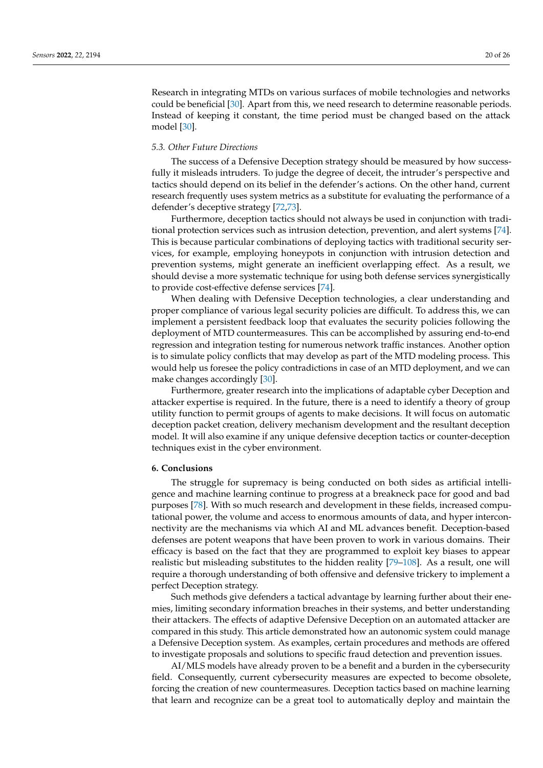Research in integrating MTDs on various surfaces of mobile technologies and networks could be beneficial [30]. Apart from this, we need research to determine reasonable periods. Instead of keeping it constant, the time period must be changed based on the attack model [30].

### 5.3. Other Future Directions

The success of a Defensive Deception strategy should be measured by how successfully it misleads intruders. To judge the degree of deceit, the intruder's perspective and tactics should depend on its belief in the defender's actions. On the other hand, current research frequently uses system metrics as a substitute for evaluating the performance of a defender's deceptive strategy [72,73].

Furthermore, deception tactics should not always be used in conjunction with traditional protection services such as intrusion detection, prevention, and alert systems [74]. This is because particular combinations of deploying tactics with traditional security services, for example, employing honeypots in conjunction with intrusion detection and prevention systems, might generate an inefficient overlapping effect. As a result, we should devise a more systematic technique for using both defense services synergistically to provide cost-effective defense services [74].

When dealing with Defensive Deception technologies, a clear understanding and proper compliance of various legal security policies are difficult. To address this, we can implement a persistent feedback loop that evaluates the security policies following the deployment of MTD countermeasures. This can be accomplished by assuring end-to-end regression and integration testing for numerous network traffic instances. Another option is to simulate policy conflicts that may develop as part of the MTD modeling process. This would help us foresee the policy contradictions in case of an MTD deployment, and we can make changes accordingly [30].

Furthermore, greater research into the implications of adaptable cyber Deception and attacker expertise is required. In the future, there is a need to identify a theory of group utility function to permit groups of agents to make decisions. It will focus on automatic deception packet creation, delivery mechanism development and the resultant deception model. It will also examine if any unique defensive deception tactics or counter-deception techniques exist in the cyber environment.

## 6. Conclusions

The struggle for supremacy is being conducted on both sides as artificial intelligence and machine learning continue to progress at a breakneck pace for good and bad purposes [78]. With so much research and development in these fields, increased computational power, the volume and access to enormous amounts of data, and hyper interconnectivity are the mechanisms via which AI and ML advances benefit. Deception-based defenses are potent weapons that have been proven to work in various domains. Their efficacy is based on the fact that they are programmed to exploit key biases to appear realistic but misleading substitutes to the hidden reality [79–108]. As a result, one will require a thorough understanding of both offensive and defensive trickery to implement a perfect Deception strategy.

Such methods give defenders a tactical advantage by learning further about their enemies, limiting secondary information breaches in their systems, and better understanding their attackers. The effects of adaptive Defensive Deception on an automated attacker are compared in this study. This article demonstrated how an autonomic system could manage a Defensive Deception system. As examples, certain procedures and methods are offered to investigate proposals and solutions to specific fraud detection and prevention issues.

AI/MLS models have already proven to be a benefit and a burden in the cybersecurity field. Consequently, current cybersecurity measures are expected to become obsolete, forcing the creation of new countermeasures. Deception tactics based on machine learning that learn and recognize can be a great tool to automatically deploy and maintain the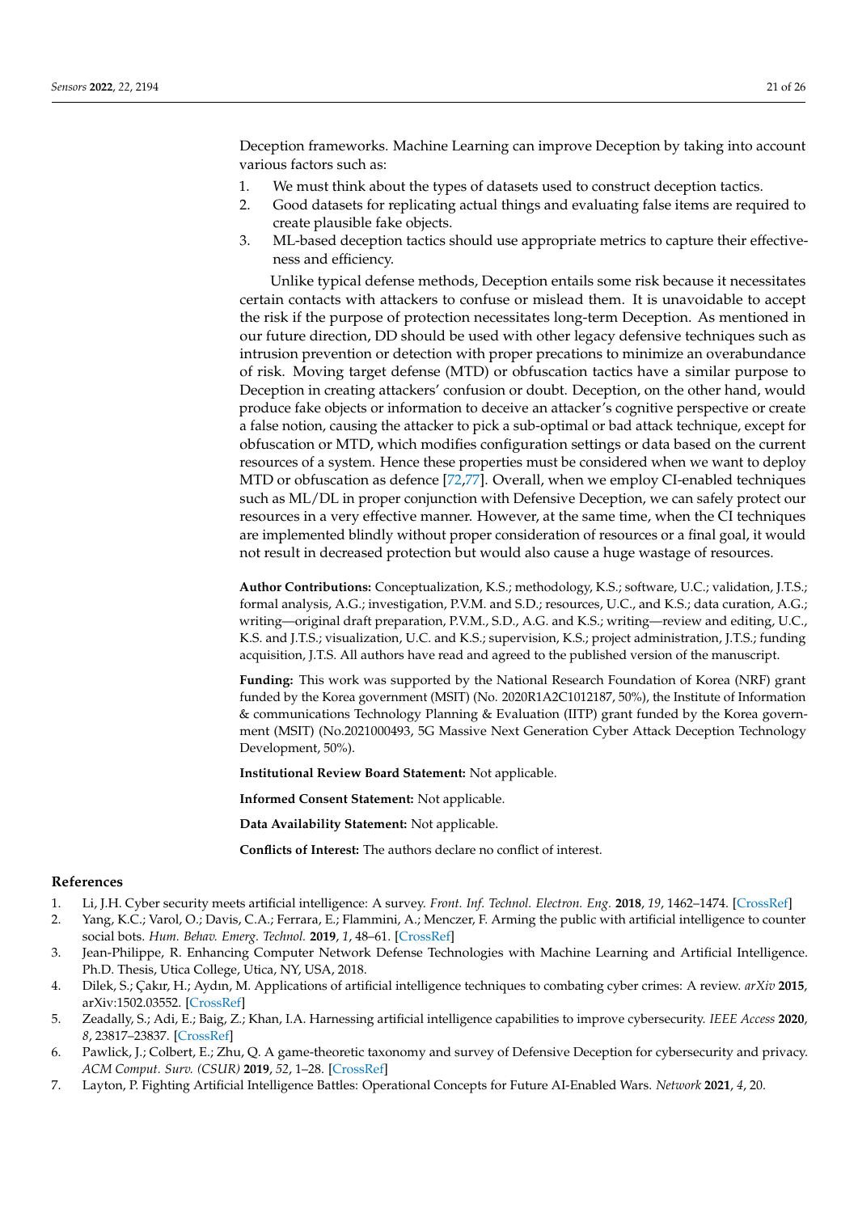Deception frameworks. Machine Learning can improve Deception by taking into account various factors such as:

1. We must think about the types of datasets used to construct deception tactics.
2. Good datasets for replicating actual things and evaluating false items are required to create plausible fake objects.
3. ML-based deception tactics should use appropriate metrics to capture their effectiveness and efficiency.

Unlike typical defense methods, Deception entails some risk because it necessitates certain contacts with attackers to confuse or mislead them. It is unavoidable to accept the risk if the purpose of protection necessitates long-term Deception. As mentioned in our future direction, DD should be used with other legacy defensive techniques such as intrusion prevention or detection with proper precations to minimize an overabundance of risk. Moving target defense (MTD) or obfuscation tactics have a similar purpose to Deception in creating attackers' confusion or doubt. Deception, on the other hand, would produce fake objects or information to deceive an attacker's cognitive perspective or create a false notion, causing the attacker to pick a sub-optimal or bad attack technique, except for obfuscation or MTD, which modifies configuration settings or data based on the current resources of a system. Hence these properties must be considered when we want to deploy MTD or obfuscation as defence [72,77]. Overall, when we employ CI-enabled techniques such as ML/DL in proper conjunction with Defensive Deception, we can safely protect our resources in a very effective manner. However, at the same time, when the CI techniques are implemented blindly without proper consideration of resources or a final goal, it would not result in decreased protection but would also cause a huge wastage of resources.

**Author Contributions:** Conceptualization, K.S.; methodology, K.S.; software, U.C.; validation, J.T.S.; formal analysis, A.G.; investigation, P.V.M. and S.D.; resources, U.C., and K.S.; data curation, A.G.; writing—original draft preparation, P.V.M., S.D., A.G. and K.S.; writing—review and editing, U.C., K.S. and J.T.S.; visualization, U.C. and K.S.; supervision, K.S.; project administration, J.T.S.; funding acquisition, J.T.S. All authors have read and agreed to the published version of the manuscript.

**Funding:** This work was supported by the National Research Foundation of Korea (NRF) grant funded by the Korea government (MSIT) (No. 2020R1A2C1012187, 50%), the Institute of Information & communications Technology Planning & Evaluation (IITP) grant funded by the Korea government (MSIT) (No.2021000493, 5G Massive Next Generation Cyber Attack Deception Technology Development, 50%).

**Institutional Review Board Statement:** Not applicable.

**Informed Consent Statement:** Not applicable.

**Data Availability Statement:** Not applicable.

**Conflicts of Interest:** The authors declare no conflict of interest.

## References

1. Li, J.H. Cyber security meets artificial intelligence: A survey. *Front. Inf. Technol. Electron. Eng.* **2018**, *19*, 1462–1474. [CrossRef]
2. Yang, K.C.; Varol, O.; Davis, C.A.; Ferrara, E.; Flammini, A.; Menczer, F. Arming the public with artificial intelligence to counter social bots. *Hum. Behav. Emerg. Technol.* **2019**, *1*, 48–61. [CrossRef]
3. Jean-Philippe, R. Enhancing Computer Network Defense Technologies with Machine Learning and Artificial Intelligence. Ph.D. Thesis, Utica College, Utica, NY, USA, 2018.
4. Dilek, S.; Çakır, H.; Aydın, M. Applications of artificial intelligence techniques to combating cyber crimes: A review. *arXiv* **2015**, arXiv:1502.03552. [CrossRef]
5. Zeadally, S.; Adi, E.; Baig, Z.; Khan, I.A. Harnessing artificial intelligence capabilities to improve cybersecurity. *IEEE Access* **2020**, *8*, 23817–23837. [CrossRef]
6. Pawlick, J.; Colbert, E.; Zhu, Q. A game-theoretic taxonomy and survey of Defensive Deception for cybersecurity and privacy. *ACM Comput. Surv. (CSUR)* **2019**, *52*, 1–28. [CrossRef]
7. Layton, P. Fighting Artificial Intelligence Battles: Operational Concepts for Future AI-Enabled Wars. *Network* **2021**, *4*, 20.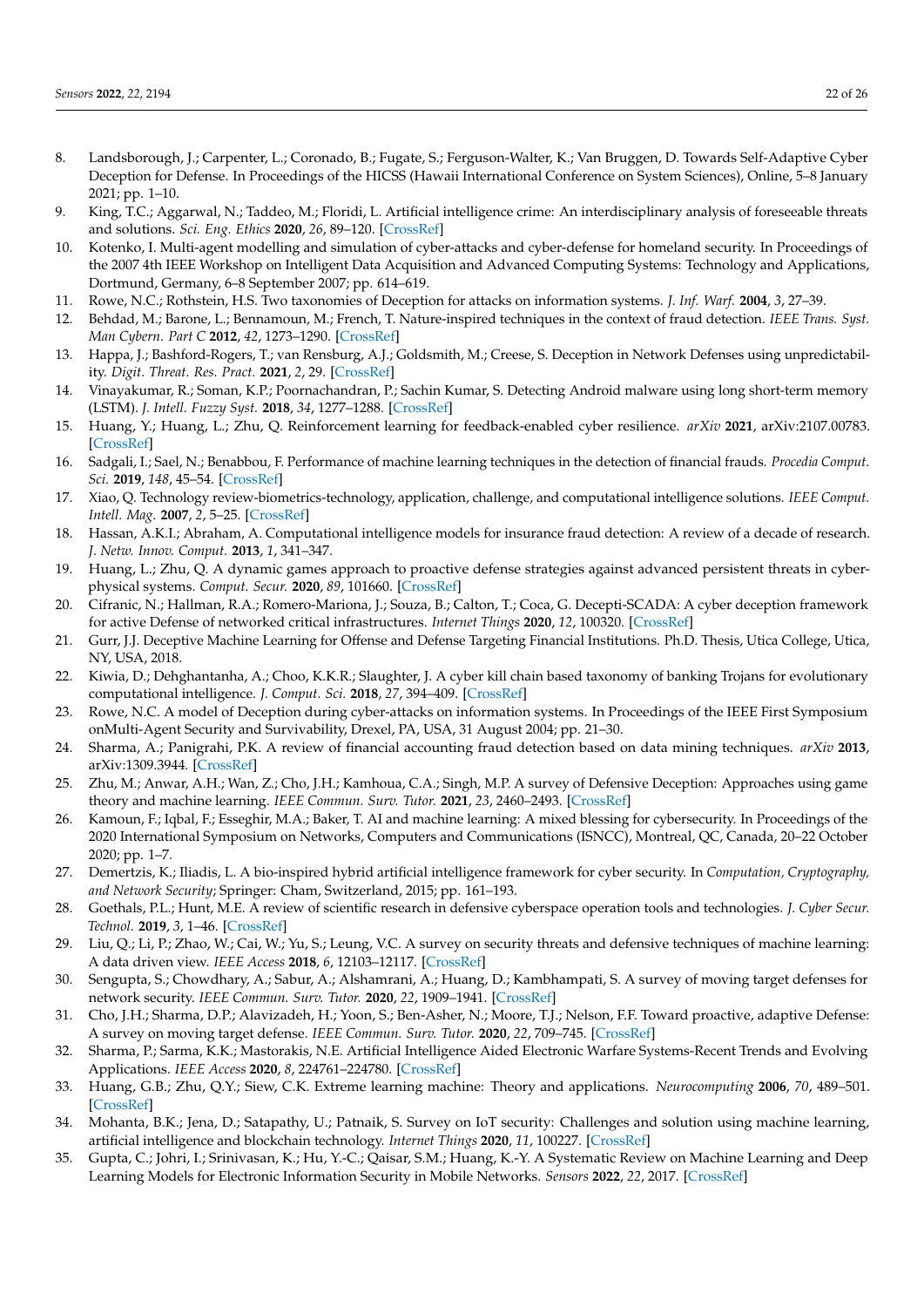8. Landsborough, J.; Carpenter, L.; Coronado, B.; Fugate, S.; Ferguson-Walter, K.; Van Bruggen, D. Towards Self-Adaptive Cyber Deception for Defense. In Proceedings of the HICSS (Hawaii International Conference on System Sciences), Online, 5–8 January 2021; pp. 1–10.
9. King, T.C.; Aggarwal, N.; Taddeo, M.; Floridi, L. Artificial intelligence crime: An interdisciplinary analysis of foreseeable threats and solutions. *Sci. Eng. Ethics* **2020**, *26*, 89–120. [CrossRef]
10. Kotenko, I. Multi-agent modelling and simulation of cyber-attacks and cyber-defense for homeland security. In Proceedings of the 2007 4th IEEE Workshop on Intelligent Data Acquisition and Advanced Computing Systems: Technology and Applications, Dortmund, Germany, 6–8 September 2007; pp. 614–619.
11. Rowe, N.C.; Rothstein, H.S. Two taxonomies of Deception for attacks on information systems. *J. Inf. Warf.* **2004**, *3*, 27–39.
12. Behdad, M.; Barone, L.; Bennamoun, M.; French, T. Nature-inspired techniques in the context of fraud detection. *IEEE Trans. Syst. Man Cybern. Part C* **2012**, *42*, 1273–1290. [CrossRef]
13. Happa, J.; Bashford-Rogers, T.; van Rensburg, A.J.; Goldsmith, M.; Creese, S. Deception in Network Defenses using unpredictability. *Digit. Threat. Res. Pract.* **2021**, *2*, 29. [CrossRef]
14. Vinayakumar, R.; Soman, K.P.; Poornachandran, P.; Sachin Kumar, S. Detecting Android malware using long short-term memory (LSTM). *J. Intell. Fuzzy Syst.* **2018**, *34*, 1277–1288. [CrossRef]
15. Huang, Y.; Huang, L.; Zhu, Q. Reinforcement learning for feedback-enabled cyber resilience. *arXiv* **2021**, arXiv:2107.00783. [CrossRef]
16. Sadgali, I.; Sael, N.; Benabbou, F. Performance of machine learning techniques in the detection of financial frauds. *Procedia Comput. Sci.* **2019**, *148*, 45–54. [CrossRef]
17. Xiao, Q. Technology review-biometrics-technology, application, challenge, and computational intelligence solutions. *IEEE Comput. Intell. Mag.* **2007**, *2*, 5–25. [CrossRef]
18. Hassan, A.K.I.; Abraham, A. Computational intelligence models for insurance fraud detection: A review of a decade of research. *J. Netw. Innov. Comput.* **2013**, *1*, 341–347.
19. Huang, L.; Zhu, Q. A dynamic games approach to proactive defense strategies against advanced persistent threats in cyber-physical systems. *Comput. Secur.* **2020**, *89*, 101660. [CrossRef]
20. Cifranic, N.; Hallman, R.A.; Romero-Mariona, J.; Souza, B.; Calton, T.; Coca, G. Decepti-SCADA: A cyber deception framework for active Defense of networked critical infrastructures. *Internet Things* **2020**, *12*, 100320. [CrossRef]
21. Gurr, J.J. Deceptive Machine Learning for Offense and Defense Targeting Financial Institutions. Ph.D. Thesis, Utica College, Utica, NY, USA, 2018.
22. Kiwia, D.; Dehghantanha, A.; Choo, K.K.R.; Slaughter, J. A cyber kill chain based taxonomy of banking Trojans for evolutionary computational intelligence. *J. Comput. Sci.* **2018**, *27*, 394–409. [CrossRef]
23. Rowe, N.C. A model of Deception during cyber-attacks on information systems. In Proceedings of the IEEE First Symposium onMulti-Agent Security and Survivability, Drexel, PA, USA, 31 August 2004; pp. 21–30.
24. Sharma, A.; Panigrahi, P.K. A review of financial accounting fraud detection based on data mining techniques. *arXiv* **2013**, arXiv:1309.3944. [CrossRef]
25. Zhu, M.; Anwar, A.H.; Wan, Z.; Cho, J.H.; Kamhoua, C.A.; Singh, M.P. A survey of Defensive Deception: Approaches using game theory and machine learning. *IEEE Commun. Surv. Tutor.* **2021**, *23*, 2460–2493. [CrossRef]
26. Kamoun, F.; Iqbal, F.; Esseghir, M.A.; Baker, T. AI and machine learning: A mixed blessing for cybersecurity. In Proceedings of the 2020 International Symposium on Networks, Computers and Communications (ISNCC), Montreal, QC, Canada, 20–22 October 2020; pp. 1–7.
27. Demertzis, K.; Iliadis, L. A bio-inspired hybrid artificial intelligence framework for cyber security. In *Computation, Cryptography, and Network Security*; Springer: Cham, Switzerland, 2015; pp. 161–193.
28. Goethals, P.L.; Hunt, M.E. A review of scientific research in defensive cyberspace operation tools and technologies. *J. Cyber Secur. Technol.* **2019**, *3*, 1–46. [CrossRef]
29. Liu, Q.; Li, P.; Zhao, W.; Cai, W.; Yu, S.; Leung, V.C. A survey on security threats and defensive techniques of machine learning: A data driven view. *IEEE Access* **2018**, *6*, 12103–12117. [CrossRef]
30. Sengupta, S.; Chowdhary, A.; Sabur, A.; Alshamrani, A.; Huang, D.; Kambhampati, S. A survey of moving target defenses for network security. *IEEE Commun. Surv. Tutor.* **2020**, *22*, 1909–1941. [CrossRef]
31. Cho, J.H.; Sharma, D.P.; Alavizadeh, H.; Yoon, S.; Ben-Asher, N.; Moore, T.J.; Nelson, F.F. Toward proactive, adaptive Defense: A survey on moving target defense. *IEEE Commun. Surv. Tutor.* **2020**, *22*, 709–745. [CrossRef]
32. Sharma, P.; Sarma, K.K.; Mastorakis, N.E. Artificial Intelligence Aided Electronic Warfare Systems-Recent Trends and Evolving Applications. *IEEE Access* **2020**, *8*, 224761–224780. [CrossRef]
33. Huang, G.B.; Zhu, Q.Y.; Siew, C.K. Extreme learning machine: Theory and applications. *Neurocomputing* **2006**, *70*, 489–501. [CrossRef]
34. Mohanta, B.K.; Jena, D.; Satapathy, U.; Patnaik, S. Survey on IoT security: Challenges and solution using machine learning, artificial intelligence and blockchain technology. *Internet Things* **2020**, *11*, 100227. [CrossRef]
35. Gupta, C.; Johri, I.; Srinivasan, K.; Hu, Y.-C.; Qaisar, S.M.; Huang, K.-Y. A Systematic Review on Machine Learning and Deep Learning Models for Electronic Information Security in Mobile Networks. *Sensors* **2022**, *22*, 2017. [CrossRef]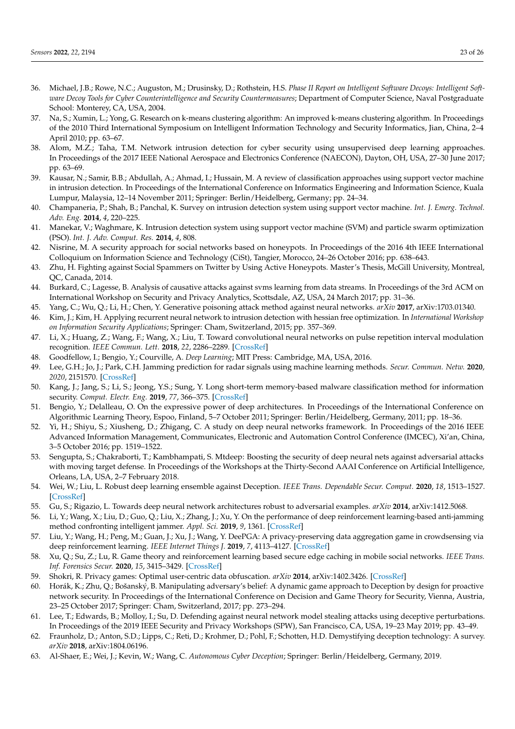36. Michael, J.B.; Rowe, N.C.; Auguston, M.; Drusinsky, D.; Rothstein, H.S. *Phase II Report on Intelligent Software Decoys: Intelligent Software Decoy Tools for Cyber Counterintelligence and Security Countermeasures*; Department of Computer Science, Naval Postgraduate School: Monterey, CA, USA, 2004.
37. Na, S.; Xumin, L.; Yong, G. Research on k-means clustering algorithm: An improved k-means clustering algorithm. In Proceedings of the 2010 Third International Symposium on Intelligent Information Technology and Security Informatics, Jian, China, 2–4 April 2010; pp. 63–67.
38. Alom, M.Z.; Taha, T.M. Network intrusion detection for cyber security using unsupervised deep learning approaches. In Proceedings of the 2017 IEEE National Aerospace and Electronics Conference (NAECON), Dayton, OH, USA, 27–30 June 2017; pp. 63–69.
39. Kausar, N.; Samir, B.B.; Abdullah, A.; Ahmad, I.; Hussain, M. A review of classification approaches using support vector machine in intrusion detection. In Proceedings of the International Conference on Informatics Engineering and Information Science, Kuala Lumpur, Malaysia, 12–14 November 2011; Springer: Berlin/Heidelberg, Germany; pp. 24–34.
40. Champaneria, P.; Shah, B.; Panchal, K. Survey on intrusion detection system using support vector machine. *Int. J. Emerg. Technol. Adv. Eng.* **2014**, *4*, 220–225.
41. Manekar, V.; Waghmare, K. Intrusion detection system using support vector machine (SVM) and particle swarm optimization (PSO). *Int. J. Adv. Comput. Res.* **2014**, *4*, 808.
42. Nisrine, M. A security approach for social networks based on honeypots. In Proceedings of the 2016 4th IEEE International Colloquium on Information Science and Technology (CiSt), Tangier, Morocco, 24–26 October 2016; pp. 638–643.
43. Zhu, H. Fighting against Social Spammers on Twitter by Using Active Honeypots. Master's Thesis, McGill University, Montreal, QC, Canada, 2014.
44. Burkard, C.; Lagesse, B. Analysis of causative attacks against svms learning from data streams. In Proceedings of the 3rd ACM on International Workshop on Security and Privacy Analytics, Scottsdale, AZ, USA, 24 March 2017; pp. 31–36.
45. Yang, C.; Wu, Q.; Li, H.; Chen, Y. Generative poisoning attack method against neural networks. *arXiv* **2017**, arXiv:1703.01340.
46. Kim, J.; Kim, H. Applying recurrent neural network to intrusion detection with hessian free optimization. In *International Workshop on Information Security Applications*; Springer: Cham, Switzerland, 2015; pp. 357–369.
47. Li, X.; Huang, Z.; Wang, F.; Wang, X.; Liu, T. Toward convolutional neural networks on pulse repetition interval modulation recognition. *IEEE Commun. Lett.* **2018**, *22*, 2286–2289. [CrossRef]
48. Goodfellow, I.; Bengio, Y.; Courville, A. *Deep Learning*; MIT Press: Cambridge, MA, USA, 2016.
49. Lee, G.H.; Jo, J.; Park, C.H. Jamming prediction for radar signals using machine learning methods. *Secur. Commun. Netw.* **2020**, *2020*, 2151570. [CrossRef]
50. Kang, J.; Jang, S.; Li, S.; Jeong, Y.S.; Sung, Y. Long short-term memory-based malware classification method for information security. *Comput. Electr. Eng.* **2019**, *77*, 366–375. [CrossRef]
51. Bengio, Y.; Delalleau, O. On the expressive power of deep architectures. In Proceedings of the International Conference on Algorithmic Learning Theory, Espoo, Finland, 5–7 October 2011; Springer: Berlin/Heidelberg, Germany, 2011; pp. 18–36.
52. Yi, H.; Shiyu, S.; Xiusheng, D.; Zhigang, C. A study on deep neural networks framework. In Proceedings of the 2016 IEEE Advanced Information Management, Communicates, Electronic and Automation Control Conference (IMCEC), Xi'an, China, 3–5 October 2016; pp. 1519–1522.
53. Sengupta, S.; Chakraborti, T.; Kambhampati, S. Mtdeep: Boosting the security of deep neural nets against adversarial attacks with moving target defense. In Proceedings of the Workshops at the Thirty-Second AAAI Conference on Artificial Intelligence, Orleans, LA, USA, 2–7 February 2018.
54. Wei, W.; Liu, L. Robust deep learning ensemble against Deception. *IEEE Trans. Dependable Secur. Comput.* **2020**, *18*, 1513–1527. [CrossRef]
55. Gu, S.; Rigazio, L. Towards deep neural network architectures robust to adversarial examples. *arXiv* **2014**, arXiv:1412.5068.
56. Li, Y.; Wang, X.; Liu, D.; Guo, Q.; Liu, X.; Zhang, J.; Xu, Y. On the performance of deep reinforcement learning-based anti-jamming method confronting intelligent jammer. *Appl. Sci.* **2019**, *9*, 1361. [CrossRef]
57. Liu, Y.; Wang, H.; Peng, M.; Guan, J.; Xu, J.; Wang, Y. DeePGA: A privacy-preserving data aggregation game in crowdsensing via deep reinforcement learning. *IEEE Internet Things J.* **2019**, *7*, 4113–4127. [CrossRef]
58. Xu, Q.; Su, Z.; Lu, R. Game theory and reinforcement learning based secure edge caching in mobile social networks. *IEEE Trans. Inf. Forensics Secur.* **2020**, *15*, 3415–3429. [CrossRef]
59. Shokri, R. Privacy games: Optimal user-centric data obfuscation. *arXiv* **2014**, arXiv:1402.3426. [CrossRef]
60. Horák, K.; Zhu, Q.; Bošanský, B. Manipulating adversary's belief: A dynamic game approach to Deception by design for proactive network security. In Proceedings of the International Conference on Decision and Game Theory for Security, Vienna, Austria, 23–25 October 2017; Springer: Cham, Switzerland, 2017; pp. 273–294.
61. Lee, T.; Edwards, B.; Molloy, I.; Su, D. Defending against neural network model stealing attacks using deceptive perturbations. In Proceedings of the 2019 IEEE Security and Privacy Workshops (SPW), San Francisco, CA, USA, 19–23 May 2019; pp. 43–49.
62. Fraunholz, D.; Anton, S.D.; Lipps, C.; Reti, D.; Krohmer, D.; Pohl, F.; Schotten, H.D. Demystifying deception technology: A survey. *arXiv* **2018**, arXiv:1804.06196.
63. Al-Shaer, E.; Wei, J.; Kevin, W.; Wang, C. *Autonomous Cyber Deception*; Springer: Berlin/Heidelberg, Germany, 2019.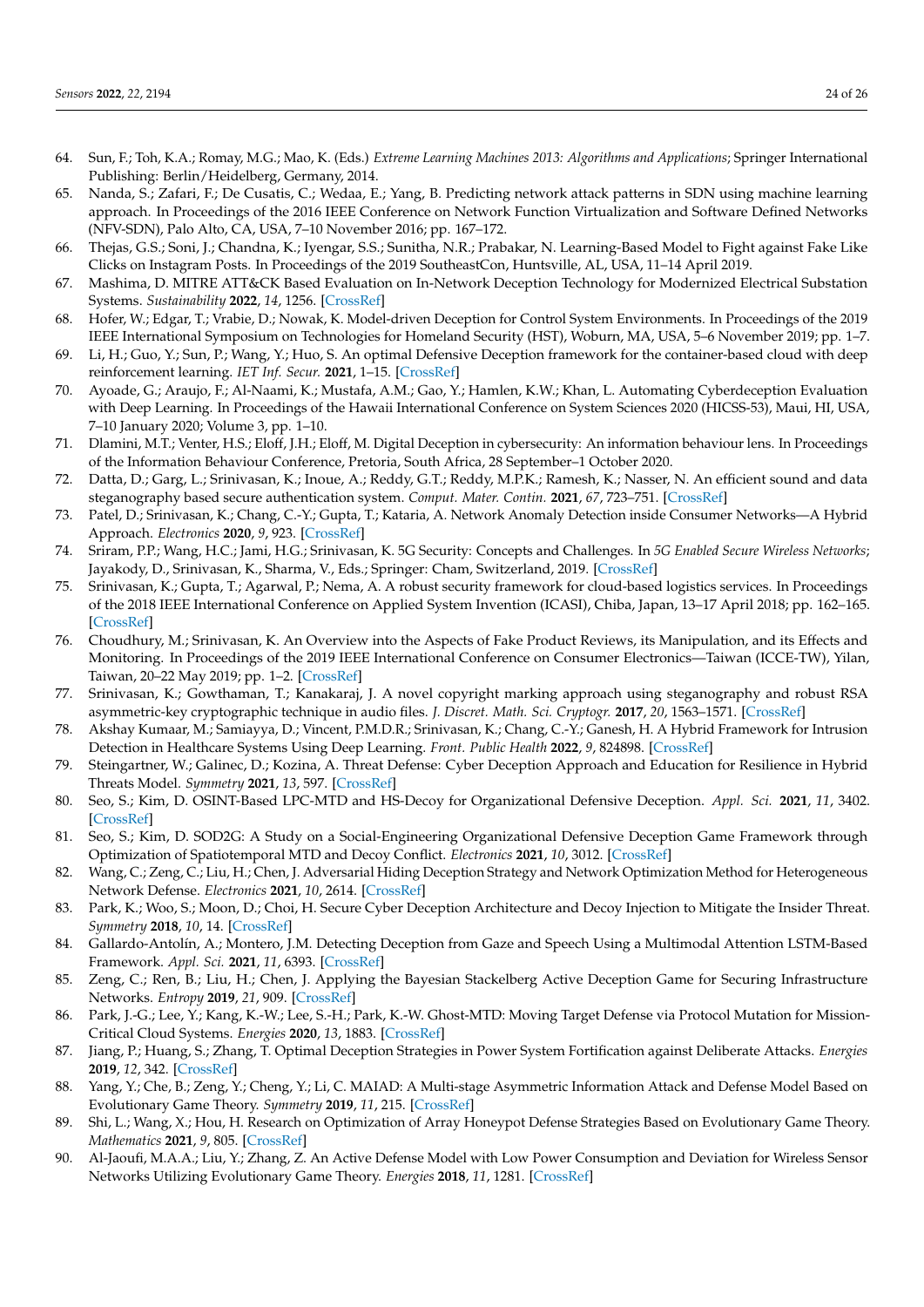64. Sun, F.; Toh, K.A.; Romay, M.G.; Mao, K. (Eds.) *Extreme Learning Machines 2013: Algorithms and Applications*; Springer International Publishing: Berlin/Heidelberg, Germany, 2014.
65. Nanda, S.; Zafari, F.; De Cusatis, C.; Wedaa, E.; Yang, B. Predicting network attack patterns in SDN using machine learning approach. In Proceedings of the 2016 IEEE Conference on Network Function Virtualization and Software Defined Networks (NFV-SDN), Palo Alto, CA, USA, 7–10 November 2016; pp. 167–172.
66. Thejas, G.S.; Soni, J.; Chandna, K.; Iyengar, S.S.; Sunitha, N.R.; Prabakar, N. Learning-Based Model to Fight against Fake Like Clicks on Instagram Posts. In Proceedings of the 2019 SoutheastCon, Huntsville, AL, USA, 11–14 April 2019.
67. Mashima, D. MITRE ATT&CK Based Evaluation on In-Network Deception Technology for Modernized Electrical Substation Systems. *Sustainability* **2022**, *14*, 1256. [CrossRef]
68. Hofer, W.; Edgar, T.; Vrabie, D.; Nowak, K. Model-driven Deception for Control System Environments. In Proceedings of the 2019 IEEE International Symposium on Technologies for Homeland Security (HST), Woburn, MA, USA, 5–6 November 2019; pp. 1–7.
69. Li, H.; Guo, Y.; Sun, P.; Wang, Y.; Huo, S. An optimal Defensive Deception framework for the container-based cloud with deep reinforcement learning. *IET Inf. Secur.* **2021**, 1–15. [CrossRef]
70. Ayoade, G.; Araujo, F.; Al-Naami, K.; Mustafa, A.M.; Gao, Y.; Hamlen, K.W.; Khan, L. Automating Cyberdeception Evaluation with Deep Learning. In Proceedings of the Hawaii International Conference on System Sciences 2020 (HICSS-53), Maui, HI, USA, 7–10 January 2020; Volume 3, pp. 1–10.
71. Dlamini, M.T.; Venter, H.S.; Eloff, J.H.; Eloff, M. Digital Deception in cybersecurity: An information behaviour lens. In Proceedings of the Information Behaviour Conference, Pretoria, South Africa, 28 September–1 October 2020.
72. Datta, D.; Garg, L.; Srinivasan, K.; Inoue, A.; Reddy, G.T.; Reddy, M.P.K.; Ramesh, K.; Nasser, N. An efficient sound and data steganography based secure authentication system. *Comput. Mater. Contin.* **2021**, *67*, 723–751. [CrossRef]
73. Patel, D.; Srinivasan, K.; Chang, C.-Y.; Gupta, T.; Kataria, A. Network Anomaly Detection inside Consumer Networks—A Hybrid Approach. *Electronics* **2020**, *9*, 923. [CrossRef]
74. Sriram, P.P.; Wang, H.C.; Jami, H.G.; Srinivasan, K. 5G Security: Concepts and Challenges. In *5G Enabled Secure Wireless Networks*; Jayakody, D., Srinivasan, K., Sharma, V., Eds.; Springer: Cham, Switzerland, 2019. [CrossRef]
75. Srinivasan, K.; Gupta, T.; Agarwal, P.; Nema, A. A robust security framework for cloud-based logistics services. In Proceedings of the 2018 IEEE International Conference on Applied System Invention (ICASI), Chiba, Japan, 13–17 April 2018; pp. 162–165. [CrossRef]
76. Choudhury, M.; Srinivasan, K. An Overview into the Aspects of Fake Product Reviews, its Manipulation, and its Effects and Monitoring. In Proceedings of the 2019 IEEE International Conference on Consumer Electronics—Taiwan (ICCE-TW), Yilan, Taiwan, 20–22 May 2019; pp. 1–2. [CrossRef]
77. Srinivasan, K.; Gowthaman, T.; Kanakaraj, J. A novel copyright marking approach using steganography and robust RSA asymmetric-key cryptographic technique in audio files. *J. Discret. Math. Sci. Cryptogr.* **2017**, *20*, 1563–1571. [CrossRef]
78. Akshay Kumaar, M.; Samiayya, D.; Vincent, P.M.D.R.; Srinivasan, K.; Chang, C.-Y.; Ganesh, H. A Hybrid Framework for Intrusion Detection in Healthcare Systems Using Deep Learning. *Front. Public Health* **2022**, *9*, 824898. [CrossRef]
79. Steingartner, W.; Galinec, D.; Kozina, A. Threat Defense: Cyber Deception Approach and Education for Resilience in Hybrid Threats Model. *Symmetry* **2021**, *13*, 597. [CrossRef]
80. Seo, S.; Kim, D. OSINT-Based LPC-MTD and HS-Decoy for Organizational Defensive Deception. *Appl. Sci.* **2021**, *11*, 3402. [CrossRef]
81. Seo, S.; Kim, D. SOD2G: A Study on a Social-Engineering Organizational Defensive Deception Game Framework through Optimization of Spatiotemporal MTD and Decoy Conflict. *Electronics* **2021**, *10*, 3012. [CrossRef]
82. Wang, C.; Zeng, C.; Liu, H.; Chen, J. Adversarial Hiding Deception Strategy and Network Optimization Method for Heterogeneous Network Defense. *Electronics* **2021**, *10*, 2614. [CrossRef]
83. Park, K.; Woo, S.; Moon, D.; Choi, H. Secure Cyber Deception Architecture and Decoy Injection to Mitigate the Insider Threat. *Symmetry* **2018**, *10*, 14. [CrossRef]
84. Gallardo-Antolín, A.; Montero, J.M. Detecting Deception from Gaze and Speech Using a Multimodal Attention LSTM-Based Framework. *Appl. Sci.* **2021**, *11*, 6393. [CrossRef]
85. Zeng, C.; Ren, B.; Liu, H.; Chen, J. Applying the Bayesian Stackelberg Active Deception Game for Securing Infrastructure Networks. *Entropy* **2019**, *21*, 909. [CrossRef]
86. Park, J.-G.; Lee, Y.; Kang, K.-W.; Lee, S.-H.; Park, K.-W. Ghost-MTD: Moving Target Defense via Protocol Mutation for Mission-Critical Cloud Systems. *Energies* **2020**, *13*, 1883. [CrossRef]
87. Jiang, P.; Huang, S.; Zhang, T. Optimal Deception Strategies in Power System Fortification against Deliberate Attacks. *Energies* **2019**, *12*, 342. [CrossRef]
88. Yang, Y.; Che, B.; Zeng, Y.; Cheng, Y.; Li, C. MAIAD: A Multi-stage Asymmetric Information Attack and Defense Model Based on Evolutionary Game Theory. *Symmetry* **2019**, *11*, 215. [CrossRef]
89. Shi, L.; Wang, X.; Hou, H. Research on Optimization of Array Honeypot Defense Strategies Based on Evolutionary Game Theory. *Mathematics* **2021**, *9*, 805. [CrossRef]
90. Al-Jaoufi, M.A.A.; Liu, Y.; Zhang, Z. An Active Defense Model with Low Power Consumption and Deviation for Wireless Sensor Networks Utilizing Evolutionary Game Theory. *Energies* **2018**, *11*, 1281. [CrossRef]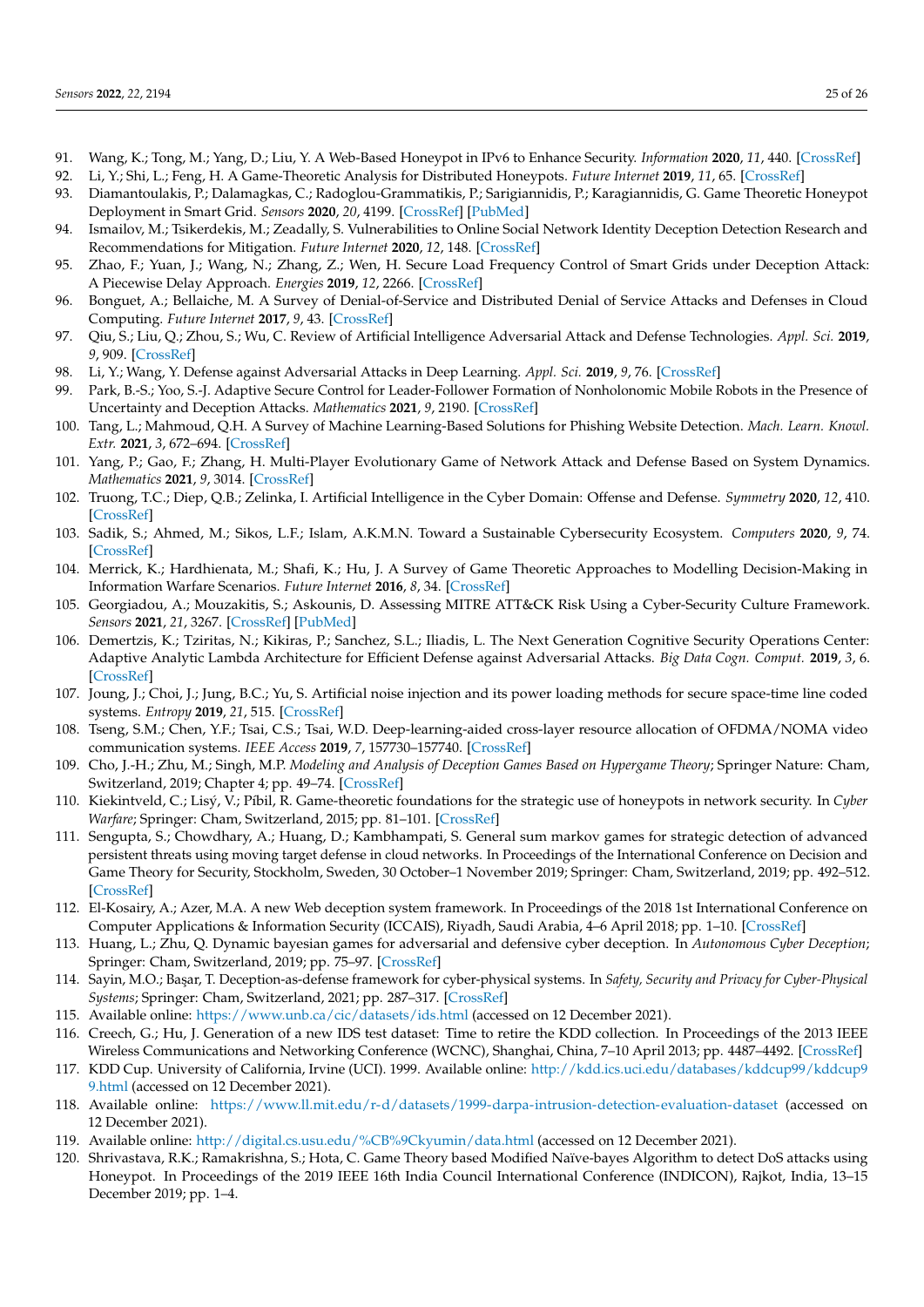91. Wang, K.; Tong, M.; Yang, D.; Liu, Y. A Web-Based Honeypot in IPv6 to Enhance Security. *Information* **2020**, *11*, 440. [CrossRef]
92. Li, Y.; Shi, L.; Feng, H. A Game-Theoretic Analysis for Distributed Honeypots. *Future Internet* **2019**, *11*, 65. [CrossRef]
93. Diamantoulakis, P.; Dalamagkas, C.; Radoglou-Grammatikis, P.; Sarigiannidis, P.; Karagiannidis, G. Game Theoretic Honeypot Deployment in Smart Grid. *Sensors* **2020**, *20*, 4199. [CrossRef] [PubMed]
94. Ismailov, M.; Tsikerdekis, M.; Zeadally, S. Vulnerabilities to Online Social Network Identity Deception Detection Research and Recommendations for Mitigation. *Future Internet* **2020**, *12*, 148. [CrossRef]
95. Zhao, F.; Yuan, J.; Wang, N.; Zhang, Z.; Wen, H. Secure Load Frequency Control of Smart Grids under Deception Attack: A Piecewise Delay Approach. *Energies* **2019**, *12*, 2266. [CrossRef]
96. Bonguet, A.; Bellaiche, M. A Survey of Denial-of-Service and Distributed Denial of Service Attacks and Defenses in Cloud Computing. *Future Internet* **2017**, *9*, 43. [CrossRef]
97. Qiu, S.; Liu, Q.; Zhou, S.; Wu, C. Review of Artificial Intelligence Adversarial Attack and Defense Technologies. *Appl. Sci.* **2019**, *9*, 909. [CrossRef]
98. Li, Y.; Wang, Y. Defense against Adversarial Attacks in Deep Learning. *Appl. Sci.* **2019**, *9*, 76. [CrossRef]
99. Park, B.-S.; Yoo, S.-J. Adaptive Secure Control for Leader-Follower Formation of Nonholonomic Mobile Robots in the Presence of Uncertainty and Deception Attacks. *Mathematics* **2021**, *9*, 2190. [CrossRef]
100. Tang, L.; Mahmoud, Q.H. A Survey of Machine Learning-Based Solutions for Phishing Website Detection. *Mach. Learn. Knowl. Extr.* **2021**, *3*, 672–694. [CrossRef]
101. Yang, P.; Gao, F.; Zhang, H. Multi-Player Evolutionary Game of Network Attack and Defense Based on System Dynamics. *Mathematics* **2021**, *9*, 3014. [CrossRef]
102. Truong, T.C.; Diep, Q.B.; Zelinka, I. Artificial Intelligence in the Cyber Domain: Offense and Defense. *Symmetry* **2020**, *12*, 410. [CrossRef]
103. Sadik, S.; Ahmed, M.; Sikos, L.F.; Islam, A.K.M.N. Toward a Sustainable Cybersecurity Ecosystem. *Computers* **2020**, *9*, 74. [CrossRef]
104. Merrick, K.; Hardhienata, M.; Shafi, K.; Hu, J. A Survey of Game Theoretic Approaches to Modelling Decision-Making in Information Warfare Scenarios. *Future Internet* **2016**, *8*, 34. [CrossRef]
105. Georgiadou, A.; Mouzakitis, S.; Askounis, D. Assessing MITRE ATT&CK Risk Using a Cyber-Security Culture Framework. *Sensors* **2021**, *21*, 3267. [CrossRef] [PubMed]
106. Demertzis, K.; Tziritas, N.; Kikiras, P.; Sanchez, S.L.; Iliadis, L. The Next Generation Cognitive Security Operations Center: Adaptive Analytic Lambda Architecture for Efficient Defense against Adversarial Attacks. *Big Data Cogn. Comput.* **2019**, *3*, 6. [CrossRef]
107. Joung, J.; Choi, J.; Jung, B.C.; Yu, S. Artificial noise injection and its power loading methods for secure space-time line coded systems. *Entropy* **2019**, *21*, 515. [CrossRef]
108. Tseng, S.M.; Chen, Y.F.; Tsai, C.S.; Tsai, W.D. Deep-learning-aided cross-layer resource allocation of OFDMA/NOMA video communication systems. *IEEE Access* **2019**, *7*, 157730–157740. [CrossRef]
109. Cho, J.-H.; Zhu, M.; Singh, M.P. *Modeling and Analysis of Deception Games Based on Hypergame Theory*; Springer Nature: Cham, Switzerland, 2019; Chapter 4; pp. 49–74. [CrossRef]
110. Kiekintveld, C.; Lisý, V.; Pîbil, R. Game-theoretic foundations for the strategic use of honeypots in network security. In *Cyber Warfare*; Springer: Cham, Switzerland, 2015; pp. 81–101. [CrossRef]
111. Sengupta, S.; Chowdhary, A.; Huang, D.; Kambhampati, S. General sum markov games for strategic detection of advanced persistent threats using moving target defense in cloud networks. In Proceedings of the International Conference on Decision and Game Theory for Security, Stockholm, Sweden, 30 October–1 November 2019; Springer: Cham, Switzerland, 2019; pp. 492–512. [CrossRef]
112. El-Kosairy, A.; Azer, M.A. A new Web deception system framework. In Proceedings of the 2018 1st International Conference on Computer Applications & Information Security (ICCAIS), Riyadh, Saudi Arabia, 4–6 April 2018; pp. 1–10. [CrossRef]
113. Huang, L.; Zhu, Q. Dynamic bayesian games for adversarial and defensive cyber deception. In *Autonomous Cyber Deception*; Springer: Cham, Switzerland, 2019; pp. 75–97. [CrossRef]
114. Sayin, M.O.; Başar, T. Deception-as-defense framework for cyber-physical systems. In *Safety, Security and Privacy for Cyber-Physical Systems*; Springer: Cham, Switzerland, 2021; pp. 287–317. [CrossRef]
115. Available online: https://www.unb.ca/cic/datasets/ids.html (accessed on 12 December 2021).
116. Creech, G.; Hu, J. Generation of a new IDS test dataset: Time to retire the KDD collection. In Proceedings of the 2013 IEEE Wireless Communications and Networking Conference (WCNC), Shanghai, China, 7–10 April 2013; pp. 4487–4492. [CrossRef]
117. KDD Cup. University of California, Irvine (UCI). 1999. Available online: http://kdd.ics.uci.edu/databases/kddcup99/kddcup99.html (accessed on 12 December 2021).
118. Available online: https://www.ll.mit.edu/r-d/datasets/1999-darpa-intrusion-detection-evaluation-dataset (accessed on 12 December 2021).
119. Available online: http://digital.cs.usu.edu/%CB%9Ckyumin/data.html (accessed on 12 December 2021).
120. Shrivastava, R.K.; Ramakrishna, S.; Hota, C. Game Theory based Modified Naïve-bayes Algorithm to detect DoS attacks using Honeypot. In Proceedings of the 2019 IEEE 16th India Council International Conference (INDICON), Rajkot, India, 13–15 December 2019; pp. 1–4.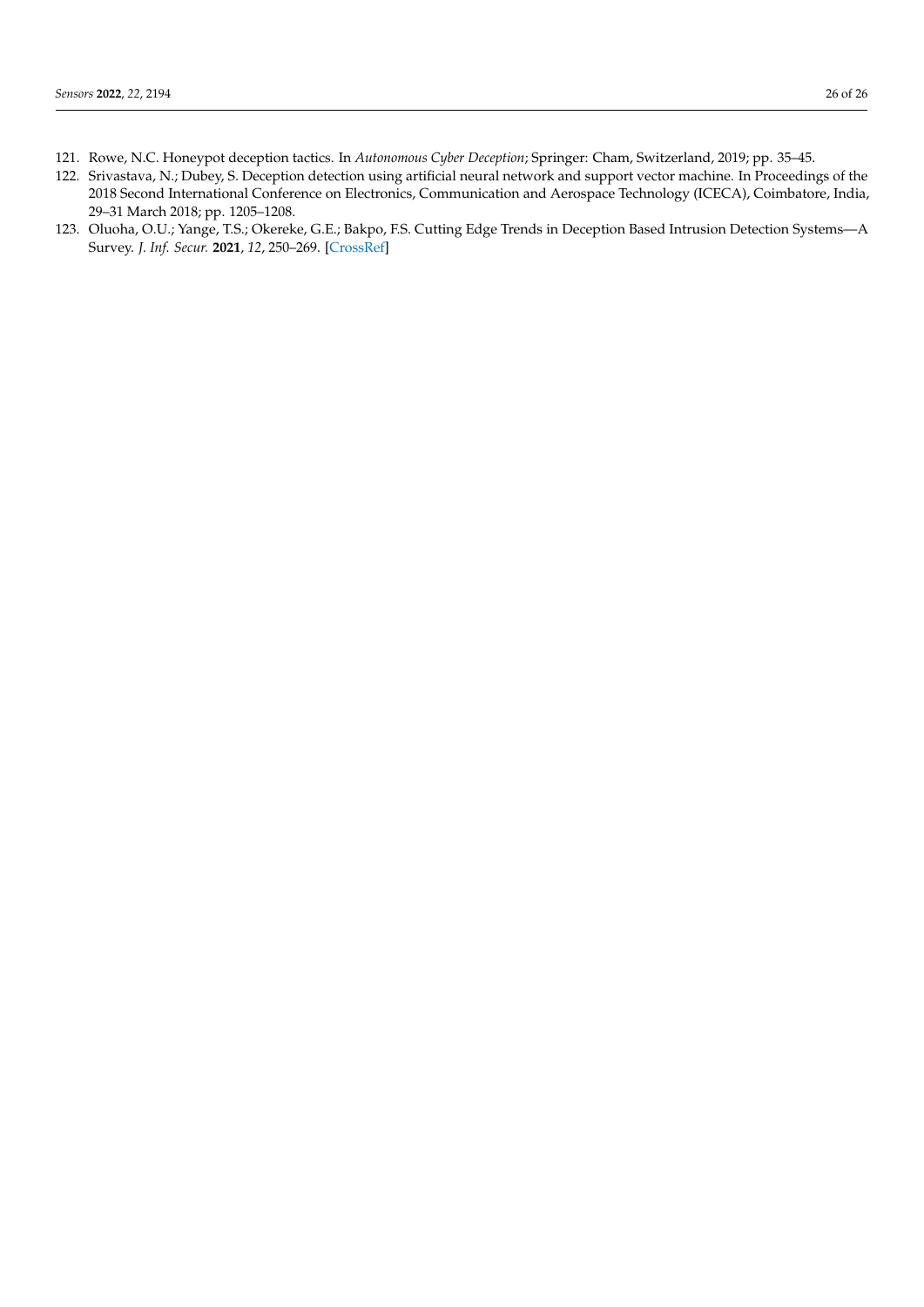121. Rowe, N.C. Honeypot deception tactics. In *Autonomous Cyber Deception*; Springer: Cham, Switzerland, 2019; pp. 35–45.
122. Srivastava, N.; Dubey, S. Deception detection using artificial neural network and support vector machine. In Proceedings of the 2018 Second International Conference on Electronics, Communication and Aerospace Technology (ICECA), Coimbatore, India, 29–31 March 2018; pp. 1205–1208.
123. Oluoha, O.U.; Yange, T.S.; Okereke, G.E.; Bakpo, F.S. Cutting Edge Trends in Deception Based Intrusion Detection Systems—A Survey. *J. Inf. Secur.* **2021**, *12*, 250–269. [CrossRef]